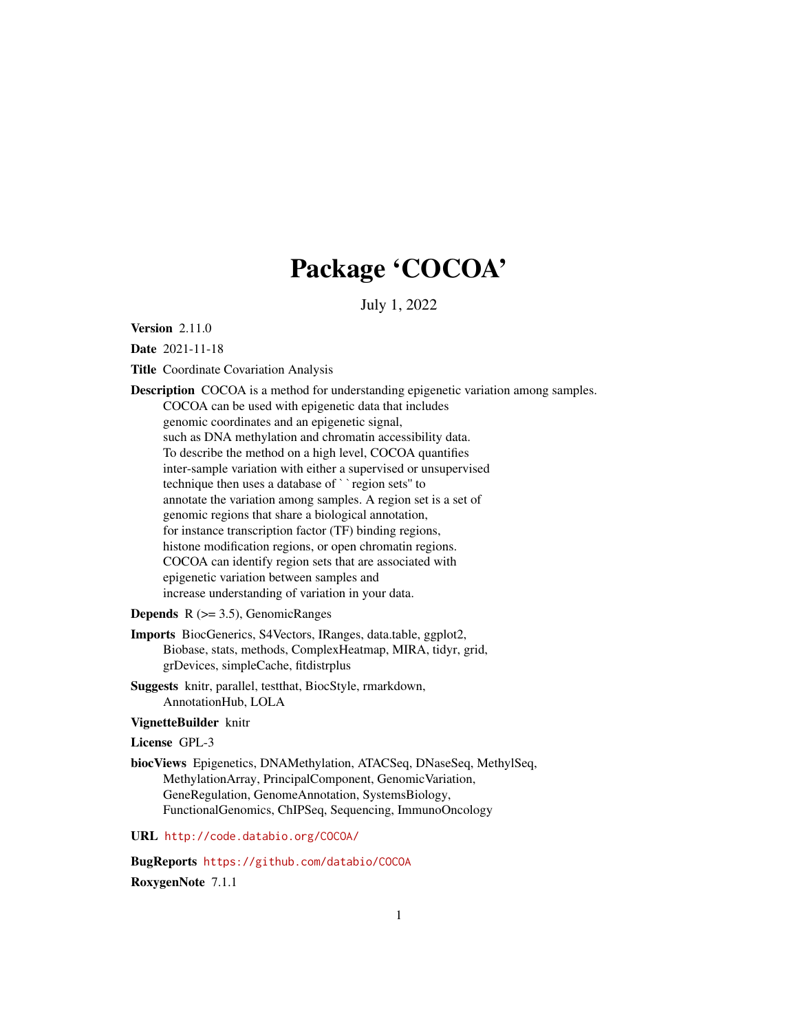# Package 'COCOA'

July 1, 2022

**Version** 2.11.0

**Date** 2021-11-18

**Title** Coordinate Covariation Analysis

**Description** COCOA is a method for understanding epigenetic variation among samples. COCOA can be used with epigenetic data that includes genomic coordinates and an epigenetic signal, such as DNA methylation and chromatin accessibility data. To describe the method on a high level, COCOA quantifies inter-sample variation with either a supervised or unsupervised technique then uses a database of ``region sets'' to annotate the variation among samples. A region set is a set of genomic regions that share a biological annotation, for instance transcription factor (TF) binding regions, histone modification regions, or open chromatin regions. COCOA can identify region sets that are associated with epigenetic variation between samples and increase understanding of variation in your data.

**Depends** R (>= 3.5), GenomicRanges

**Imports** BiocGenerics, S4Vectors, IRanges, data.table, ggplot2, Biobase, stats, methods, ComplexHeatmap, MIRA, tidyr, grid, grDevices, simpleCache, fitdistrplus

**Suggests** knitr, parallel, testthat, BiocStyle, rmarkdown, AnnotationHub, LOLA

**VignetteBuilder** knitr

**License** GPL-3

**biocViews** Epigenetics, DNAMethylation, ATACSeq, DNaseSeq, MethylSeq, MethylationArray, PrincipalComponent, GenomicVariation, GeneRegulation, GenomeAnnotation, SystemsBiology, FunctionalGenomics, ChIPSeq, Sequencing, ImmunoOncology

**URL** http://code.databio.org/COCOA/

**BugReports** https://github.com/databio/COCOA

**RoxygenNote** 7.1.1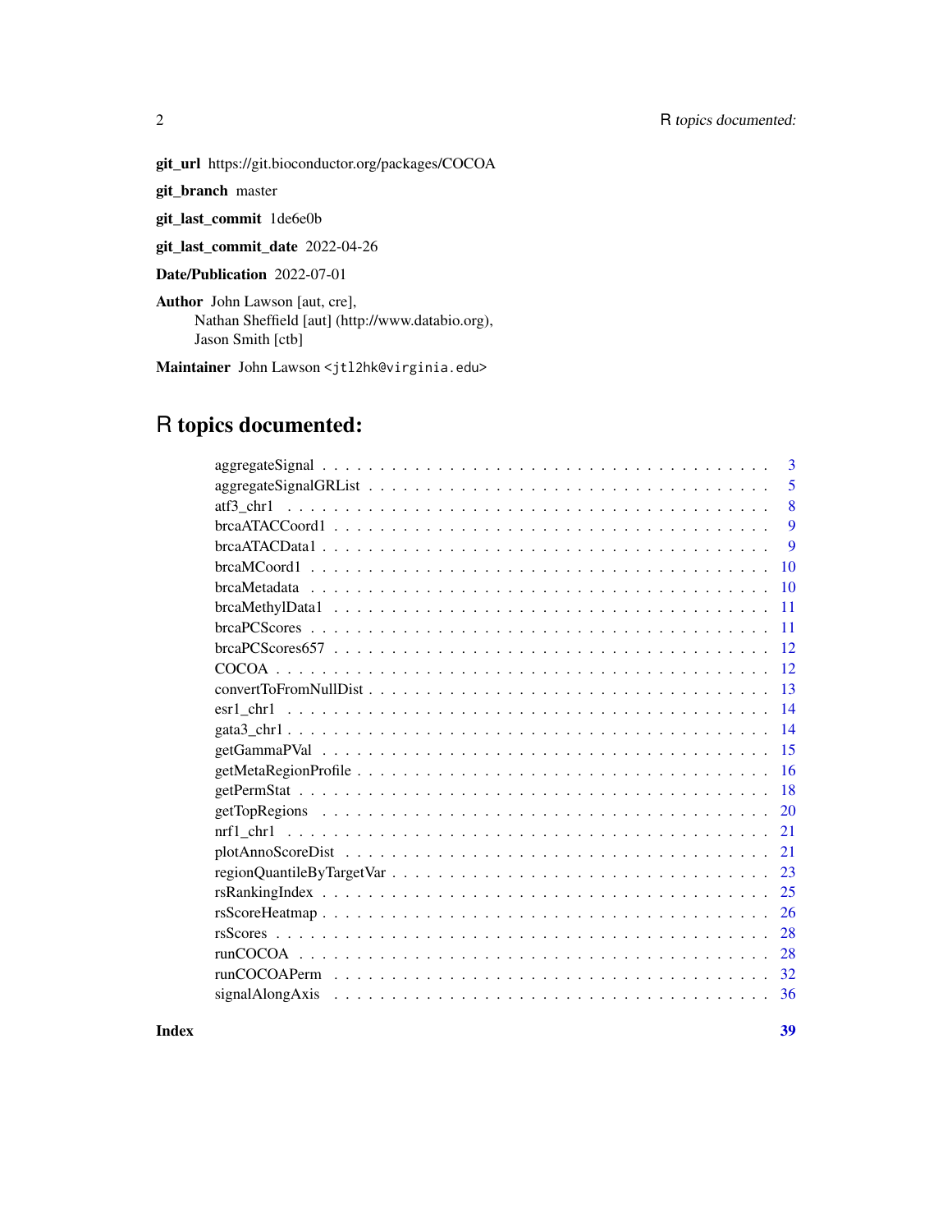**git_url** https://git.bioconductor.org/packages/COCOA

**git_branch** master

**git_last_commit** 1de6e0b

**git_last_commit_date** 2022-04-26

**Date/Publication** 2022-07-01

**Author** John Lawson [aut, cre],
Nathan Sheffield [aut] (http://www.databio.org),
Jason Smith [ctb]

**Maintainer** John Lawson <jtl2hk@virginia.edu>

# R topics documented:

| Topic | Page |
|---|---|
| aggregateSignal | 3 |
| aggregateSignalGRList | 5 |
| atf3_chr1 | 8 |
| brcaATACCoord1 | 9 |
| brcaATACData1 | 9 |
| brcaMCoord1 | 10 |
| brcaMetadata | 10 |
| brcaMethylData1 | 11 |
| brcaPCScores | 11 |
| brcaPCScores657 | 12 |
| COCOA | 12 |
| convertToFromNullDist | 13 |
| esr1_chr1 | 14 |
| gata3_chr1 | 14 |
| getGammaPVal | 15 |
| getMetaRegionProfile | 16 |
| getPermStat | 18 |
| getTopRegions | 20 |
| nrf1_chr1 | 21 |
| plotAnnoScoreDist | 21 |
| regionQuantileByTargetVar | 23 |
| rsRankingIndex | 25 |
| rsScoreHeatmap | 26 |
| rsScores | 28 |
| runCOCOA | 28 |
| runCOCOAPerm | 32 |
| signalAlongAxis | 36 |

**Index** 39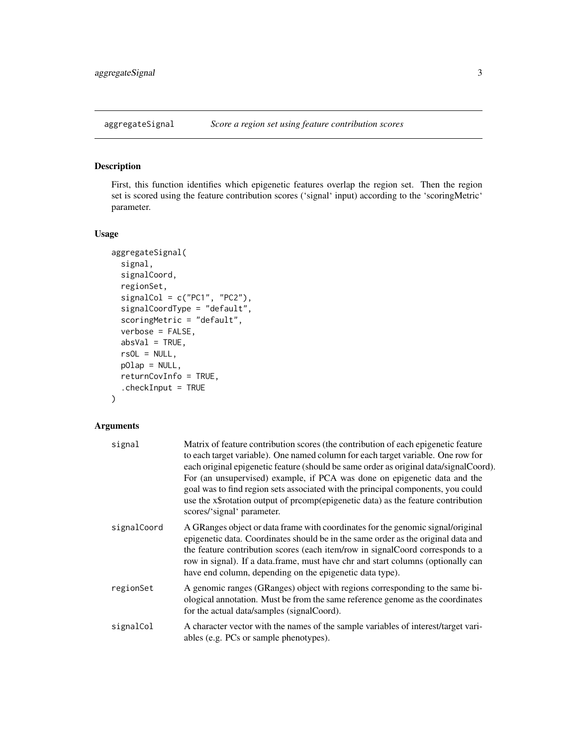## aggregateSignal *Score a region set using feature contribution scores*

### Description

First, this function identifies which epigenetic features overlap the region set. Then the region set is scored using the feature contribution scores ('signal' input) according to the 'scoringMetric' parameter.

### Usage

```
aggregateSignal(
  signal,
  signalCoord,
  regionSet,
  signalCol = c("PC1", "PC2"),
  signalCoordType = "default",
  scoringMetric = "default",
  verbose = FALSE,
  absVal = TRUE,
  rsOL = NULL,
  pOlap = NULL,
  returnCovInfo = TRUE,
  .checkInput = TRUE
)
```

### Arguments

| | |
|---|---|
| `signal` | Matrix of feature contribution scores (the contribution of each epigenetic feature to each target variable). One named column for each target variable. One row for each original epigenetic feature (should be same order as original data/signalCoord). For (an unsupervised) example, if PCA was done on epigenetic data and the goal was to find region sets associated with the principal components, you could use the x$rotation output of prcomp(epigenetic data) as the feature contribution scores/'signal' parameter. |
| `signalCoord` | A GRanges object or data frame with coordinates for the genomic signal/original epigenetic data. Coordinates should be in the same order as the original data and the feature contribution scores (each item/row in signalCoord corresponds to a row in signal). If a data.frame, must have chr and start columns (optionally can have end column, depending on the epigenetic data type). |
| `regionSet` | A genomic ranges (GRanges) object with regions corresponding to the same biological annotation. Must be from the same reference genome as the coordinates for the actual data/samples (signalCoord). |
| `signalCol` | A character vector with the names of the sample variables of interest/target variables (e.g. PCs or sample phenotypes). |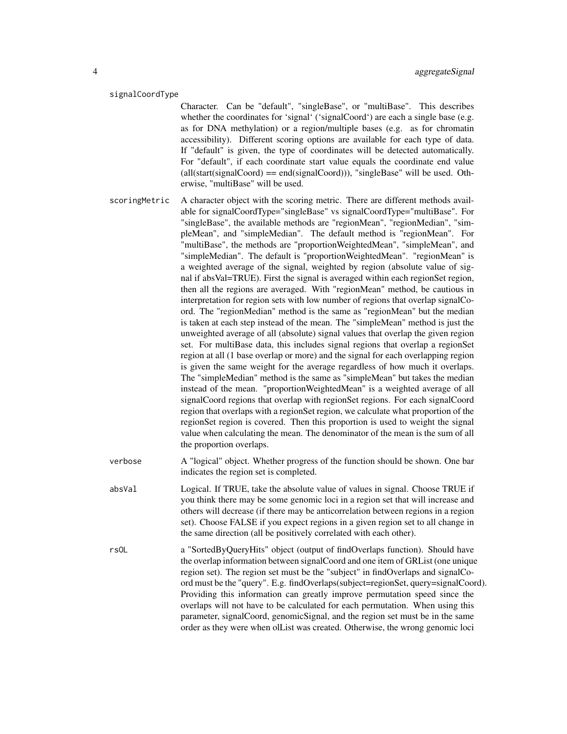signalCoordType
: Character. Can be "default", "singleBase", or "multiBase". This describes whether the coordinates for 'signal' ('signalCoord') are each a single base (e.g. as for DNA methylation) or a region/multiple bases (e.g. as for chromatin accessibility). Different scoring options are available for each type of data. If "default" is given, the type of coordinates will be detected automatically. For "default", if each coordinate start value equals the coordinate end value (all(start(signalCoord) == end(signalCoord))), "singleBase" will be used. Otherwise, "multiBase" will be used.

scoringMetric
: A character object with the scoring metric. There are different methods available for signalCoordType="singleBase" vs signalCoordType="multiBase". For "singleBase", the available methods are "regionMean", "regionMedian", "simpleMean", and "simpleMedian". The default method is "regionMean". For "multiBase", the methods are "proportionWeightedMean", "simpleMean", and "simpleMedian". The default is "proportionWeightedMean". "regionMean" is a weighted average of the signal, weighted by region (absolute value of signal if absVal=TRUE). First the signal is averaged within each regionSet region, then all the regions are averaged. With "regionMean" method, be cautious in interpretation for region sets with low number of regions that overlap signalCoord. The "regionMedian" method is the same as "regionMean" but the median is taken at each step instead of the mean. The "simpleMean" method is just the unweighted average of all (absolute) signal values that overlap the given region set. For multiBase data, this includes signal regions that overlap a regionSet region at all (1 base overlap or more) and the signal for each overlapping region is given the same weight for the average regardless of how much it overlaps. The "simpleMedian" method is the same as "simpleMean" but takes the median instead of the mean. "proportionWeightedMean" is a weighted average of all signalCoord regions that overlap with regionSet regions. For each signalCoord region that overlaps with a regionSet region, we calculate what proportion of the regionSet region is covered. Then this proportion is used to weight the signal value when calculating the mean. The denominator of the mean is the sum of all the proportion overlaps.

verbose
: A "logical" object. Whether progress of the function should be shown. One bar indicates the region set is completed.

absVal
: Logical. If TRUE, take the absolute value of values in signal. Choose TRUE if you think there may be some genomic loci in a region set that will increase and others will decrease (if there may be anticorrelation between regions in a region set). Choose FALSE if you expect regions in a given region set to all change in the same direction (all be positively correlated with each other).

rsOL
: a "SortedByQueryHits" object (output of findOverlaps function). Should have the overlap information between signalCoord and one item of GRList (one unique region set). The region set must be the "subject" in findOverlaps and signalCoord must be the "query". E.g. findOverlaps(subject=regionSet, query=signalCoord). Providing this information can greatly improve permutation speed since the overlaps will not have to be calculated for each permutation. When using this parameter, signalCoord, genomicSignal, and the region set must be in the same order as they were when olList was created. Otherwise, the wrong genomic loci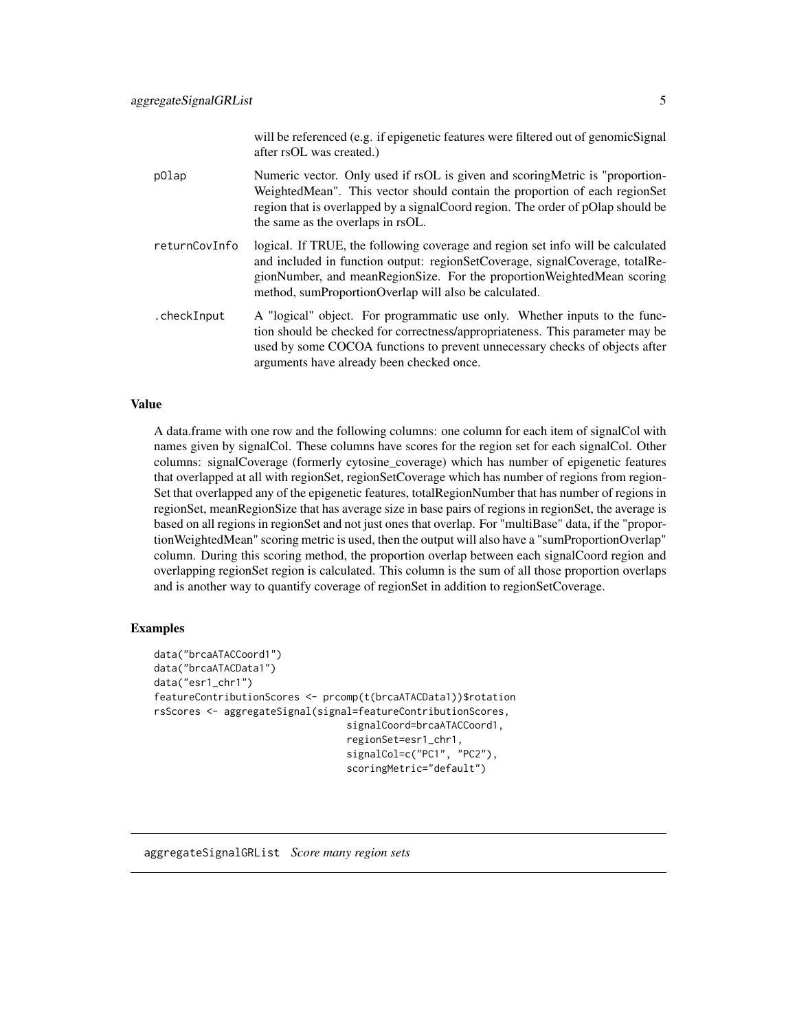will be referenced (e.g. if epigenetic features were filtered out of genomicSignal after rsOL was created.)

| | |
|---|---|
| pOlap | Numeric vector. Only used if rsOL is given and scoringMetric is "proportionWeightedMean". This vector should contain the proportion of each regionSet region that is overlapped by a signalCoord region. The order of pOlap should be the same as the overlaps in rsOL. |
| returnCovInfo | logical. If TRUE, the following coverage and region set info will be calculated and included in function output: regionSetCoverage, signalCoverage, totalRegionNumber, and meanRegionSize. For the proportionWeightedMean scoring method, sumProportionOverlap will also be calculated. |
| .checkInput | A "logical" object. For programmatic use only. Whether inputs to the function should be checked for correctness/appropriateness. This parameter may be used by some COCOA functions to prevent unnecessary checks of objects after arguments have already been checked once. |

### Value

A data.frame with one row and the following columns: one column for each item of signalCol with names given by signalCol. These columns have scores for the region set for each signalCol. Other columns: signalCoverage (formerly cytosine_coverage) which has number of epigenetic features that overlapped at all with regionSet, regionSetCoverage which has number of regions from regionSet that overlapped any of the epigenetic features, totalRegionNumber that has number of regions in regionSet, meanRegionSize that has average size in base pairs of regions in regionSet, the average is based on all regions in regionSet and not just ones that overlap. For "multiBase" data, if the "proportionWeightedMean" scoring metric is used, then the output will also have a "sumProportionOverlap" column. During this scoring method, the proportion overlap between each signalCoord region and overlapping regionSet region is calculated. This column is the sum of all those proportion overlaps and is another way to quantify coverage of regionSet in addition to regionSetCoverage.

### Examples

```
data("brcaATACCoord1")
data("brcaATACData1")
data("esr1_chr1")
featureContributionScores <- prcomp(t(brcaATACData1))$rotation
rsScores <- aggregateSignal(signal=featureContributionScores,
                                signalCoord=brcaATACCoord1,
                                regionSet=esr1_chr1,
                                signalCol=c("PC1", "PC2"),
                                scoringMetric="default")
```

---

## aggregateSignalGRList *Score many region sets*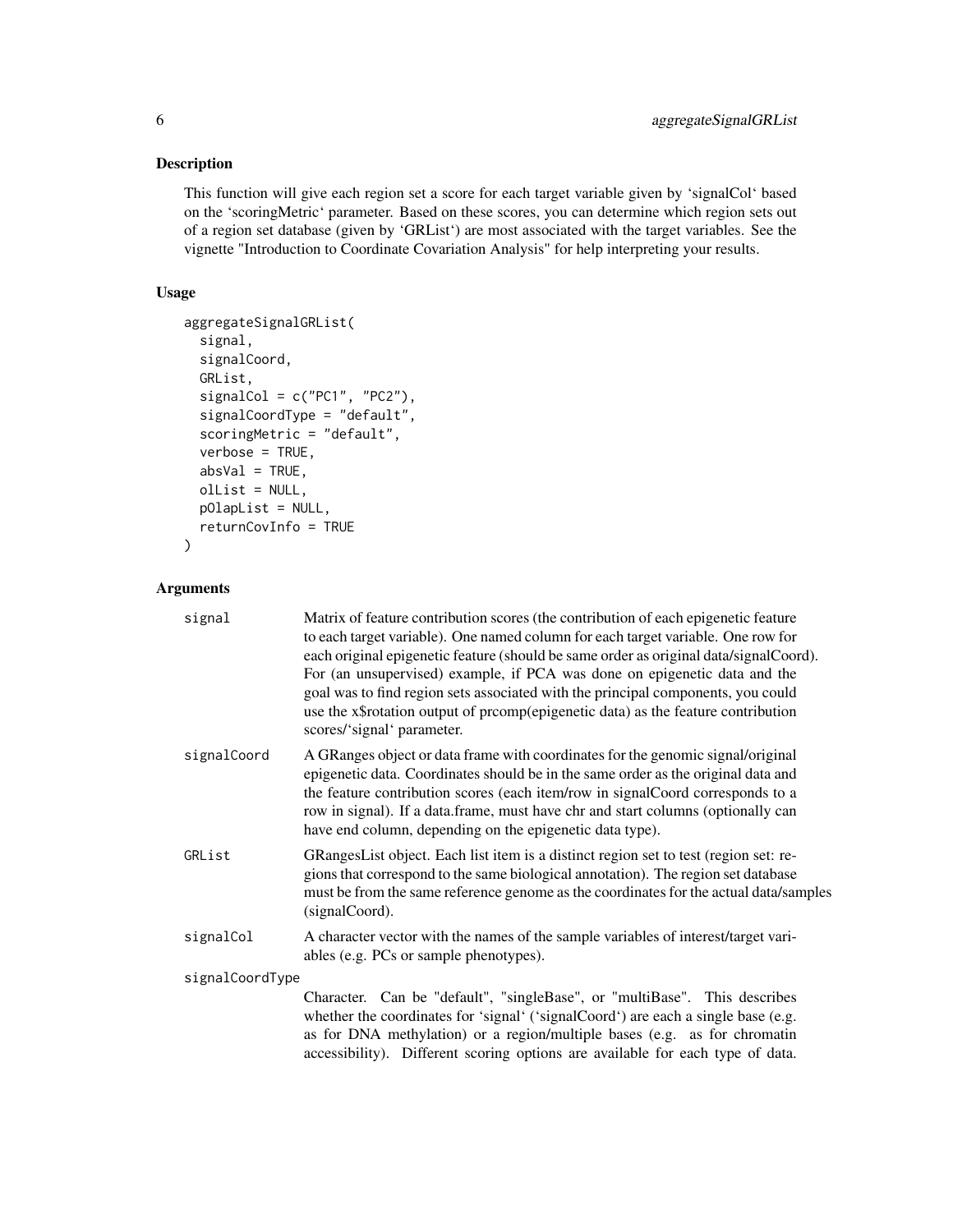## Description

This function will give each region set a score for each target variable given by 'signalCol' based on the 'scoringMetric' parameter. Based on these scores, you can determine which region sets out of a region set database (given by 'GRList') are most associated with the target variables. See the vignette "Introduction to Coordinate Covariation Analysis" for help interpreting your results.

## Usage

```
aggregateSignalGRList(
  signal,
  signalCoord,
  GRList,
  signalCol = c("PC1", "PC2"),
  signalCoordType = "default",
  scoringMetric = "default",
  verbose = TRUE,
  absVal = TRUE,
  olList = NULL,
  pOlapList = NULL,
  returnCovInfo = TRUE
)
```

## Arguments

**signal** Matrix of feature contribution scores (the contribution of each epigenetic feature to each target variable). One named column for each target variable. One row for each original epigenetic feature (should be same order as original data/signalCoord). For (an unsupervised) example, if PCA was done on epigenetic data and the goal was to find region sets associated with the principal components, you could use the x$rotation output of prcomp(epigenetic data) as the feature contribution scores/'signal' parameter.

**signalCoord** A GRanges object or data frame with coordinates for the genomic signal/original epigenetic data. Coordinates should be in the same order as the original data and the feature contribution scores (each item/row in signalCoord corresponds to a row in signal). If a data.frame, must have chr and start columns (optionally can have end column, depending on the epigenetic data type).

**GRList** GRangesList object. Each list item is a distinct region set to test (region set: regions that correspond to the same biological annotation). The region set database must be from the same reference genome as the coordinates for the actual data/samples (signalCoord).

**signalCol** A character vector with the names of the sample variables of interest/target variables (e.g. PCs or sample phenotypes).

**signalCoordType** Character. Can be "default", "singleBase", or "multiBase". This describes whether the coordinates for 'signal' ('signalCoord') are each a single base (e.g. as for DNA methylation) or a region/multiple bases (e.g. as for chromatin accessibility). Different scoring options are available for each type of data.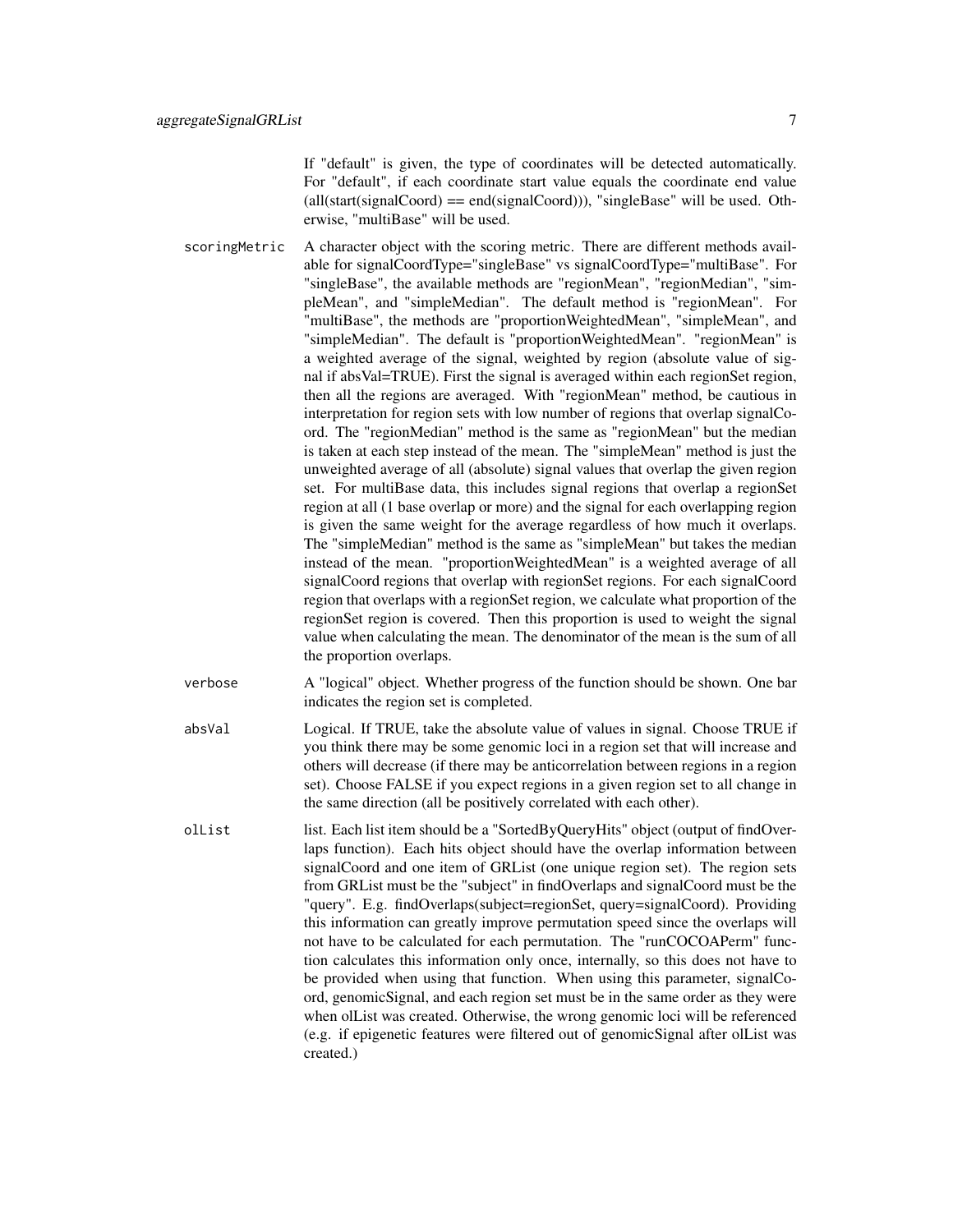If "default" is given, the type of coordinates will be detected automatically. For "default", if each coordinate start value equals the coordinate end value (all(start(signalCoord) == end(signalCoord))), "singleBase" will be used. Otherwise, "multiBase" will be used.

`scoringMetric`
: A character object with the scoring metric. There are different methods available for signalCoordType="singleBase" vs signalCoordType="multiBase". For "singleBase", the available methods are "regionMean", "regionMedian", "simpleMean", and "simpleMedian". The default method is "regionMean". For "multiBase", the methods are "proportionWeightedMean", "simpleMean", and "simpleMedian". The default is "proportionWeightedMean". "regionMean" is a weighted average of the signal, weighted by region (absolute value of signal if absVal=TRUE). First the signal is averaged within each regionSet region, then all the regions are averaged. With "regionMean" method, be cautious in interpretation for region sets with low number of regions that overlap signalCoord. The "regionMedian" method is the same as "regionMean" but the median is taken at each step instead of the mean. The "simpleMean" method is just the unweighted average of all (absolute) signal values that overlap the given region set. For multiBase data, this includes signal regions that overlap a regionSet region at all (1 base overlap or more) and the signal for each overlapping region is given the same weight for the average regardless of how much it overlaps. The "simpleMedian" method is the same as "simpleMean" but takes the median instead of the mean. "proportionWeightedMean" is a weighted average of all signalCoord regions that overlap with regionSet regions. For each signalCoord region that overlaps with a regionSet region, we calculate what proportion of the regionSet region is covered. Then this proportion is used to weight the signal value when calculating the mean. The denominator of the mean is the sum of all the proportion overlaps.

`verbose`
: A "logical" object. Whether progress of the function should be shown. One bar indicates the region set is completed.

`absVal`
: Logical. If TRUE, take the absolute value of values in signal. Choose TRUE if you think there may be some genomic loci in a region set that will increase and others will decrease (if there may be anticorrelation between regions in a region set). Choose FALSE if you expect regions in a given region set to all change in the same direction (all be positively correlated with each other).

`olList`
: list. Each list item should be a "SortedByQueryHits" object (output of findOverlaps function). Each hits object should have the overlap information between signalCoord and one item of GRList (one unique region set). The region sets from GRList must be the "subject" in findOverlaps and signalCoord must be the "query". E.g. findOverlaps(subject=regionSet, query=signalCoord). Providing this information can greatly improve permutation speed since the overlaps will not have to be calculated for each permutation. The "runCOCOAPerm" function calculates this information only once, internally, so this does not have to be provided when using that function. When using this parameter, signalCoord, genomicSignal, and each region set must be in the same order as they were when olList was created. Otherwise, the wrong genomic loci will be referenced (e.g. if epigenetic features were filtered out of genomicSignal after olList was created.)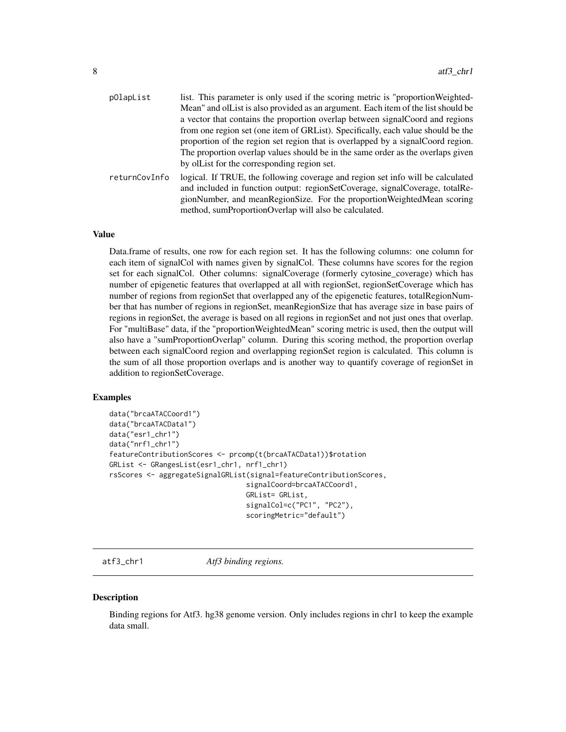pOlapList list. This parameter is only used if the scoring metric is "proportionWeightedMean" and olList is also provided as an argument. Each item of the list should be a vector that contains the proportion overlap between signalCoord and regions from one region set (one item of GRList). Specifically, each value should be the proportion of the region set region that is overlapped by a signalCoord region. The proportion overlap values should be in the same order as the overlaps given by olList for the corresponding region set.

returnCovInfo logical. If TRUE, the following coverage and region set info will be calculated and included in function output: regionSetCoverage, signalCoverage, totalRegionNumber, and meanRegionSize. For the proportionWeightedMean scoring method, sumProportionOverlap will also be calculated.

### Value

Data.frame of results, one row for each region set. It has the following columns: one column for each item of signalCol with names given by signalCol. These columns have scores for the region set for each signalCol. Other columns: signalCoverage (formerly cytosine_coverage) which has number of epigenetic features that overlapped at all with regionSet, regionSetCoverage which has number of regions from regionSet that overlapped any of the epigenetic features, totalRegionNumber that has number of regions in regionSet, meanRegionSize that has average size in base pairs of regions in regionSet, the average is based on all regions in regionSet and not just ones that overlap. For "multiBase" data, if the "proportionWeightedMean" scoring metric is used, then the output will also have a "sumProportionOverlap" column. During this scoring method, the proportion overlap between each signalCoord region and overlapping regionSet region is calculated. This column is the sum of all those proportion overlaps and is another way to quantify coverage of regionSet in addition to regionSetCoverage.

### Examples

```
data("brcaATACCoord1")
data("brcaATACData1")
data("esr1_chr1")
data("nrf1_chr1")
featureContributionScores <- prcomp(t(brcaATACData1))$rotation
GRList <- GRangesList(esr1_chr1, nrf1_chr1)
rsScores <- aggregateSignalGRList(signal=featureContributionScores,
                                  signalCoord=brcaATACCoord1,
                                  GRList= GRList,
                                  signalCol=c("PC1", "PC2"),
                                  scoringMetric="default")
```

---

## atf3_chr1 *Atf3 binding regions.*

### Description

Binding regions for Atf3. hg38 genome version. Only includes regions in chr1 to keep the example data small.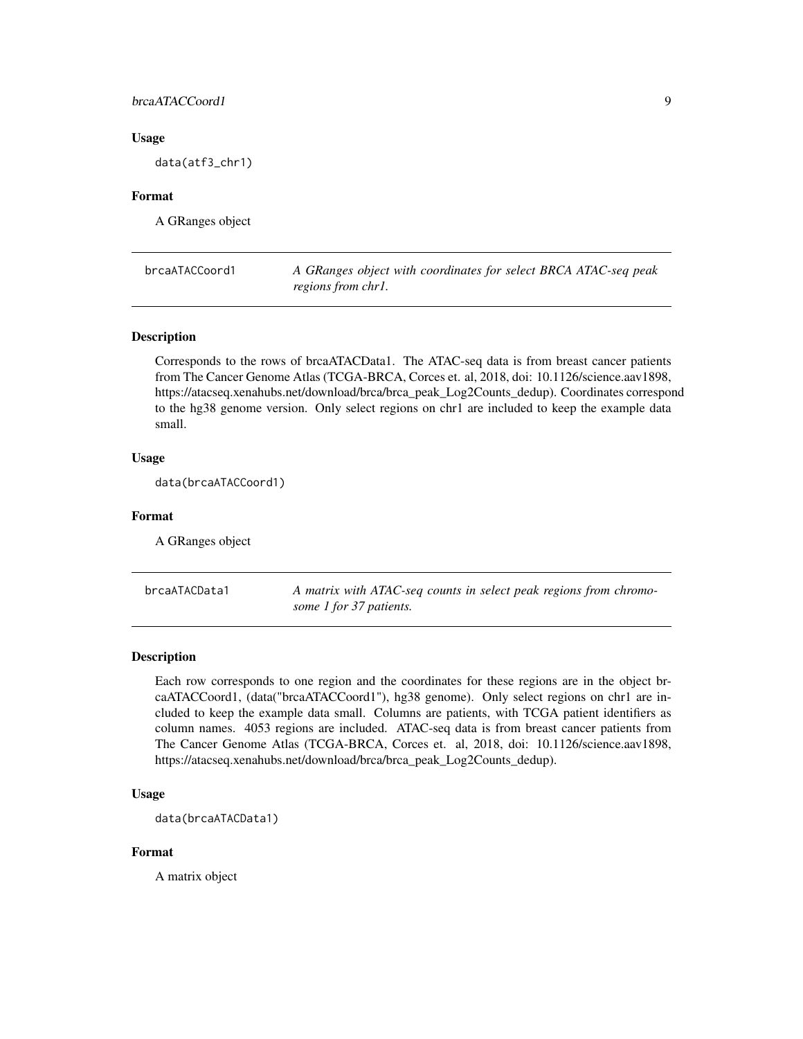### Usage

```
data(atf3_chr1)
```

### Format

A GRanges object

## brcaATACCoord1 &nbsp;&nbsp;&nbsp; *A GRanges object with coordinates for select BRCA ATAC-seq peak regions from chr1.*

### Description

Corresponds to the rows of brcaATACData1. The ATAC-seq data is from breast cancer patients from The Cancer Genome Atlas (TCGA-BRCA, Corces et. al, 2018, doi: 10.1126/science.aav1898, https://atacseq.xenahubs.net/download/brca/brca_peak_Log2Counts_dedup). Coordinates correspond to the hg38 genome version. Only select regions on chr1 are included to keep the example data small.

### Usage

```
data(brcaATACCoord1)
```

### Format

A GRanges object

## brcaATACData1 &nbsp;&nbsp;&nbsp; *A matrix with ATAC-seq counts in select peak regions from chromosome 1 for 37 patients.*

### Description

Each row corresponds to one region and the coordinates for these regions are in the object brcaATACCoord1, (data("brcaATACCoord1"), hg38 genome). Only select regions on chr1 are included to keep the example data small. Columns are patients, with TCGA patient identifiers as column names. 4053 regions are included. ATAC-seq data is from breast cancer patients from The Cancer Genome Atlas (TCGA-BRCA, Corces et. al, 2018, doi: 10.1126/science.aav1898, https://atacseq.xenahubs.net/download/brca/brca_peak_Log2Counts_dedup).

### Usage

```
data(brcaATACData1)
```

### Format

A matrix object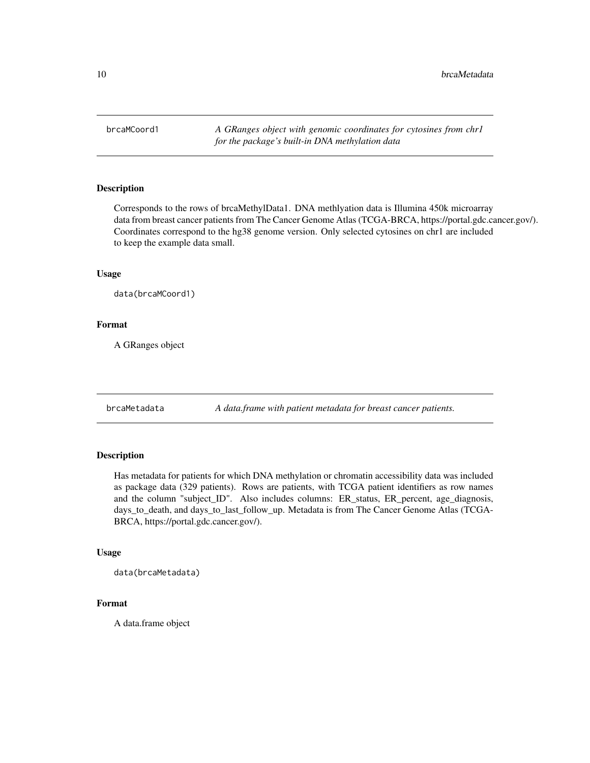## brcaMCoord1

*A GRanges object with genomic coordinates for cytosines from chr1 for the package's built-in DNA methylation data*

### Description

Corresponds to the rows of brcaMethylData1. DNA methlyation data is Illumina 450k microarray data from breast cancer patients from The Cancer Genome Atlas (TCGA-BRCA, https://portal.gdc.cancer.gov/). Coordinates correspond to the hg38 genome version. Only selected cytosines on chr1 are included to keep the example data small.

### Usage

```
data(brcaMCoord1)
```

### Format

A GRanges object

## brcaMetadata

*A data.frame with patient metadata for breast cancer patients.*

### Description

Has metadata for patients for which DNA methylation or chromatin accessibility data was included as package data (329 patients). Rows are patients, with TCGA patient identifiers as row names and the column "subject_ID". Also includes columns: ER_status, ER_percent, age_diagnosis, days_to_death, and days_to_last_follow_up. Metadata is from The Cancer Genome Atlas (TCGA-BRCA, https://portal.gdc.cancer.gov/).

### Usage

```
data(brcaMetadata)
```

### Format

A data.frame object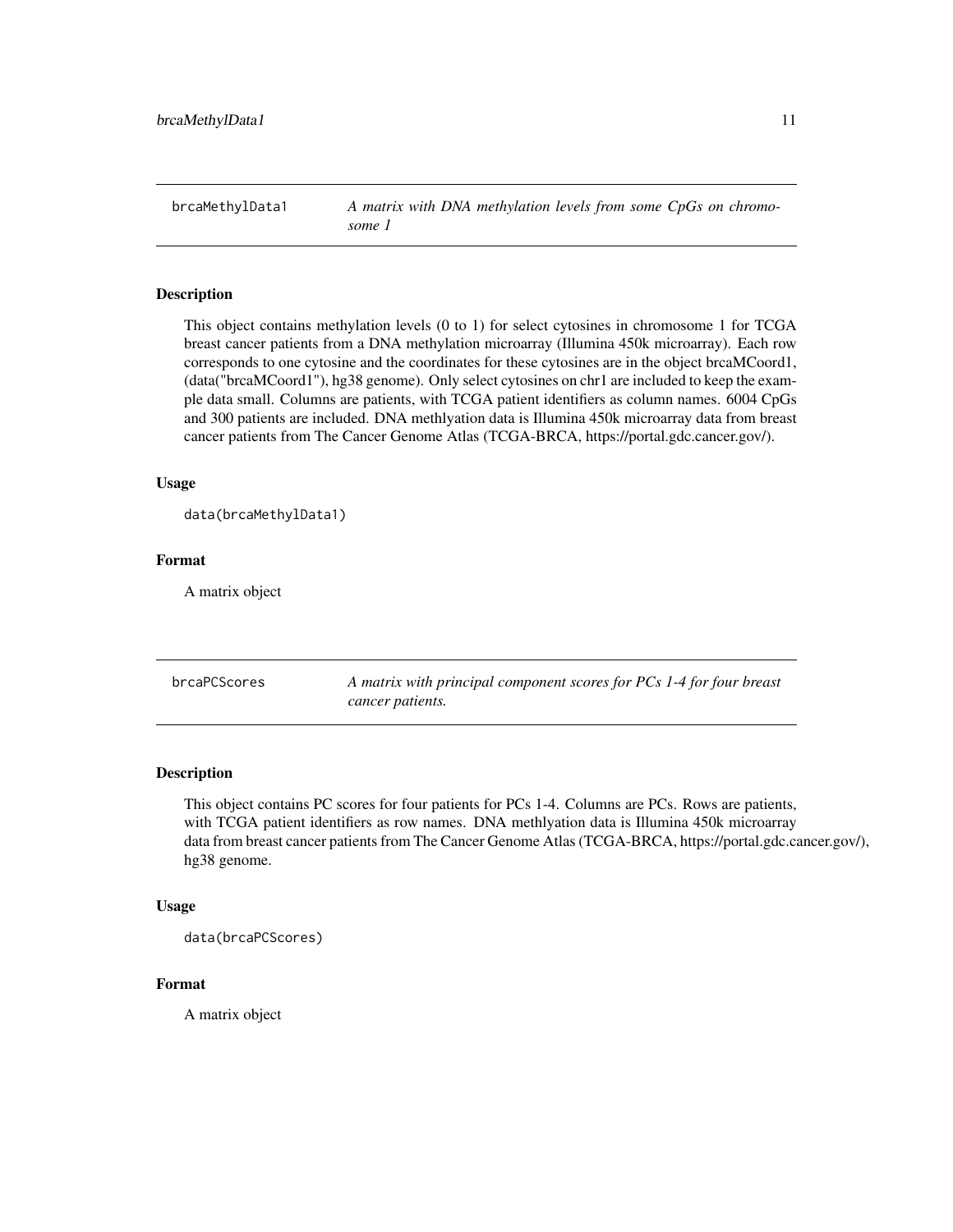## brcaMethylData1 — *A matrix with DNA methylation levels from some CpGs on chromosome 1*

### Description

This object contains methylation levels (0 to 1) for select cytosines in chromosome 1 for TCGA breast cancer patients from a DNA methylation microarray (Illumina 450k microarray). Each row corresponds to one cytosine and the coordinates for these cytosines are in the object brcaMCoord1, (data("brcaMCoord1"), hg38 genome). Only select cytosines on chr1 are included to keep the example data small. Columns are patients, with TCGA patient identifiers as column names. 6004 CpGs and 300 patients are included. DNA methlyation data is Illumina 450k microarray data from breast cancer patients from The Cancer Genome Atlas (TCGA-BRCA, https://portal.gdc.cancer.gov/).

### Usage

```
data(brcaMethylData1)
```

### Format

A matrix object

## brcaPCScores — *A matrix with principal component scores for PCs 1-4 for four breast cancer patients.*

### Description

This object contains PC scores for four patients for PCs 1-4. Columns are PCs. Rows are patients, with TCGA patient identifiers as row names. DNA methlyation data is Illumina 450k microarray data from breast cancer patients from The Cancer Genome Atlas (TCGA-BRCA, https://portal.gdc.cancer.gov/), hg38 genome.

### Usage

```
data(brcaPCScores)
```

### Format

A matrix object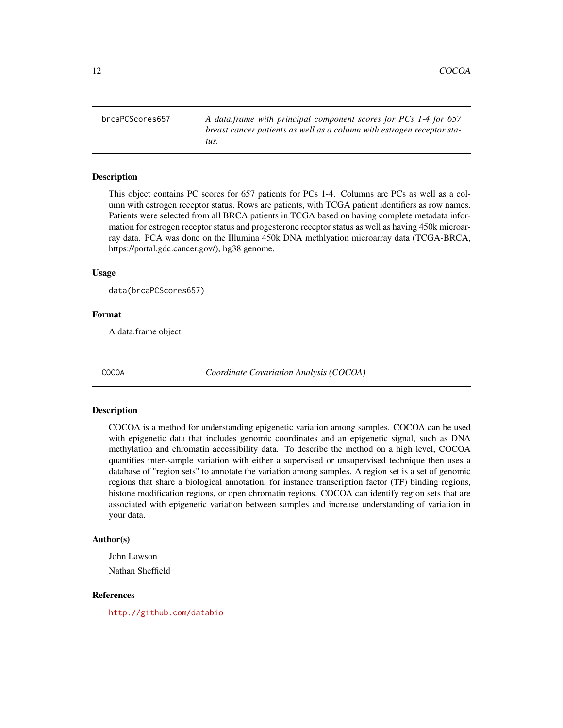## brcaPCScores657

*A data.frame with principal component scores for PCs 1-4 for 657 breast cancer patients as well as a column with estrogen receptor status.*

### Description

This object contains PC scores for 657 patients for PCs 1-4. Columns are PCs as well as a column with estrogen receptor status. Rows are patients, with TCGA patient identifiers as row names. Patients were selected from all BRCA patients in TCGA based on having complete metadata information for estrogen receptor status and progesterone receptor status as well as having 450k microarray data. PCA was done on the Illumina 450k DNA methlyation microarray data (TCGA-BRCA, https://portal.gdc.cancer.gov/), hg38 genome.

### Usage

```
data(brcaPCScores657)
```

### Format

A data.frame object

## COCOA

*Coordinate Covariation Analysis (COCOA)*

### Description

COCOA is a method for understanding epigenetic variation among samples. COCOA can be used with epigenetic data that includes genomic coordinates and an epigenetic signal, such as DNA methylation and chromatin accessibility data. To describe the method on a high level, COCOA quantifies inter-sample variation with either a supervised or unsupervised technique then uses a database of "region sets" to annotate the variation among samples. A region set is a set of genomic regions that share a biological annotation, for instance transcription factor (TF) binding regions, histone modification regions, or open chromatin regions. COCOA can identify region sets that are associated with epigenetic variation between samples and increase understanding of variation in your data.

### Author(s)

John Lawson

Nathan Sheffield

### References

http://github.com/databio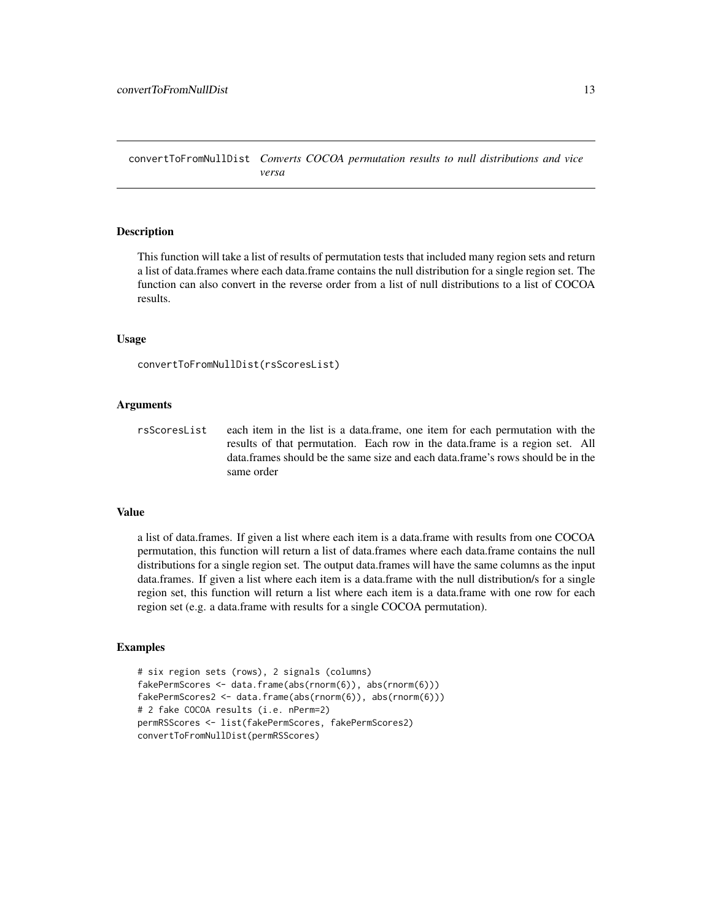## convertToFromNullDist *Converts COCOA permutation results to null distributions and vice versa*

### Description

This function will take a list of results of permutation tests that included many region sets and return a list of data.frames where each data.frame contains the null distribution for a single region set. The function can also convert in the reverse order from a list of null distributions to a list of COCOA results.

### Usage

```
convertToFromNullDist(rsScoresList)
```

### Arguments

| | |
|---|---|
| rsScoresList | each item in the list is a data.frame, one item for each permutation with the results of that permutation. Each row in the data.frame is a region set. All data.frames should be the same size and each data.frame's rows should be in the same order |

### Value

a list of data.frames. If given a list where each item is a data.frame with results from one COCOA permutation, this function will return a list of data.frames where each data.frame contains the null distributions for a single region set. The output data.frames will have the same columns as the input data.frames. If given a list where each item is a data.frame with the null distribution/s for a single region set, this function will return a list where each item is a data.frame with one row for each region set (e.g. a data.frame with results for a single COCOA permutation).

### Examples

```
# six region sets (rows), 2 signals (columns)
fakePermScores <- data.frame(abs(rnorm(6)), abs(rnorm(6)))
fakePermScores2 <- data.frame(abs(rnorm(6)), abs(rnorm(6)))
# 2 fake COCOA results (i.e. nPerm=2)
permRSScores <- list(fakePermScores, fakePermScores2)
convertToFromNullDist(permRSScores)
```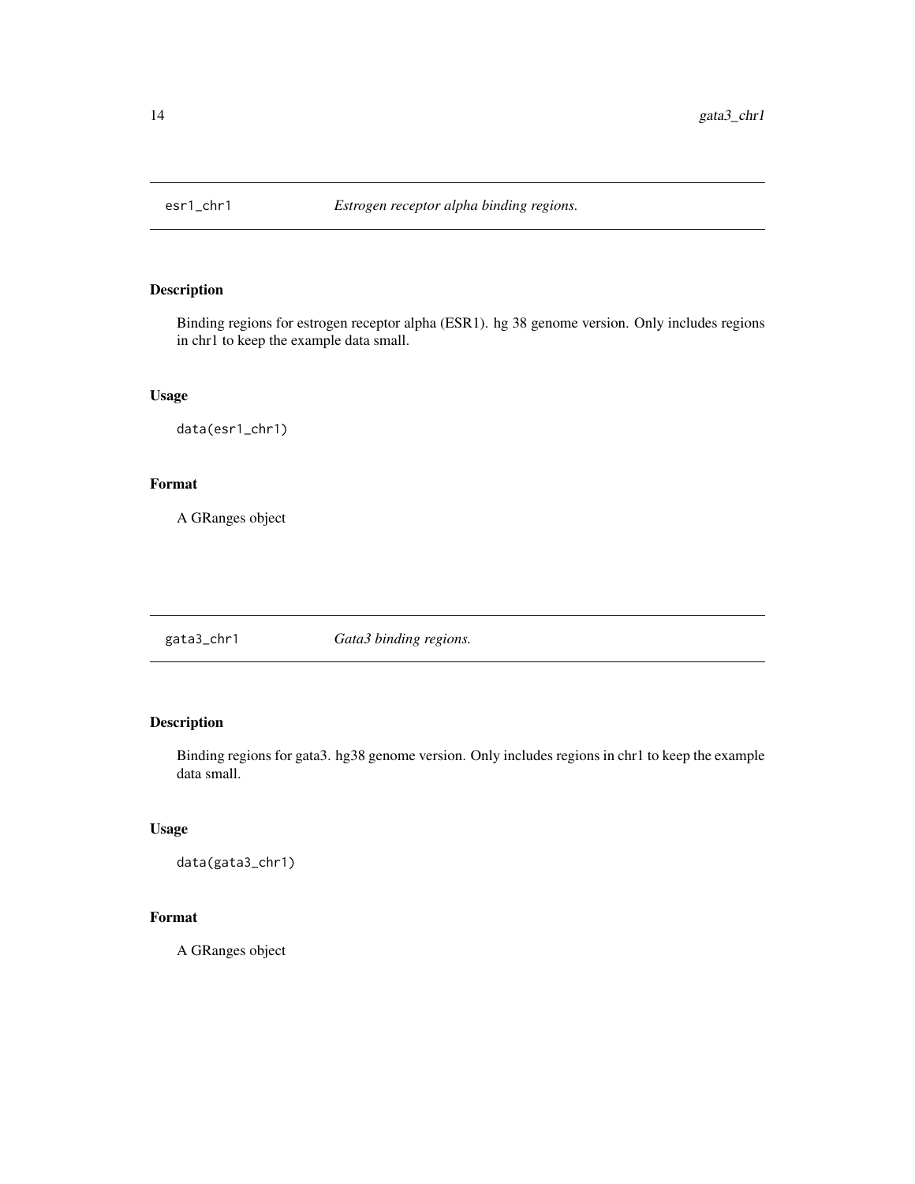## esr1_chr1 *Estrogen receptor alpha binding regions.*

### Description

Binding regions for estrogen receptor alpha (ESR1). hg 38 genome version. Only includes regions in chr1 to keep the example data small.

### Usage

```
data(esr1_chr1)
```

### Format

A GRanges object

## gata3_chr1 *Gata3 binding regions.*

### Description

Binding regions for gata3. hg38 genome version. Only includes regions in chr1 to keep the example data small.

### Usage

```
data(gata3_chr1)
```

### Format

A GRanges object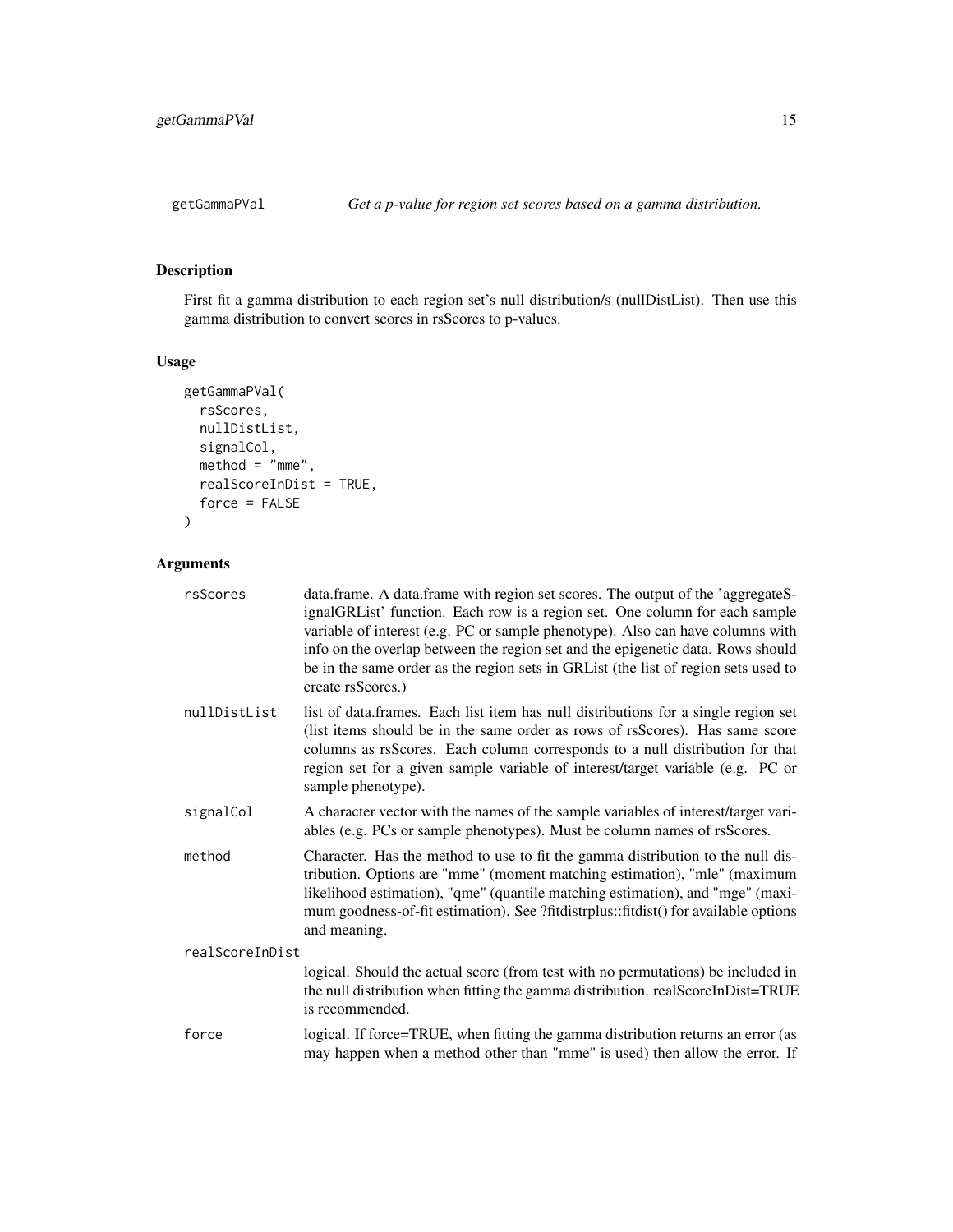## getGammaPVal *Get a p-value for region set scores based on a gamma distribution.*

### Description

First fit a gamma distribution to each region set's null distribution/s (nullDistList). Then use this gamma distribution to convert scores in rsScores to p-values.

### Usage

```
getGammaPVal(
  rsScores,
  nullDistList,
  signalCol,
  method = "mme",
  realScoreInDist = TRUE,
  force = FALSE
)
```

### Arguments

| | |
|---|---|
| rsScores | data.frame. A data.frame with region set scores. The output of the 'aggregateSignalGRList' function. Each row is a region set. One column for each sample variable of interest (e.g. PC or sample phenotype). Also can have columns with info on the overlap between the region set and the epigenetic data. Rows should be in the same order as the region sets in GRList (the list of region sets used to create rsScores.) |
| nullDistList | list of data.frames. Each list item has null distributions for a single region set (list items should be in the same order as rows of rsScores). Has same score columns as rsScores. Each column corresponds to a null distribution for that region set for a given sample variable of interest/target variable (e.g. PC or sample phenotype). |
| signalCol | A character vector with the names of the sample variables of interest/target variables (e.g. PCs or sample phenotypes). Must be column names of rsScores. |
| method | Character. Has the method to use to fit the gamma distribution to the null distribution. Options are "mme" (moment matching estimation), "mle" (maximum likelihood estimation), "qme" (quantile matching estimation), and "mge" (maximum goodness-of-fit estimation). See ?fitdistrplus::fitdist() for available options and meaning. |
| realScoreInDist | logical. Should the actual score (from test with no permutations) be included in the null distribution when fitting the gamma distribution. realScoreInDist=TRUE is recommended. |
| force | logical. If force=TRUE, when fitting the gamma distribution returns an error (as may happen when a method other than "mme" is used) then allow the error. If |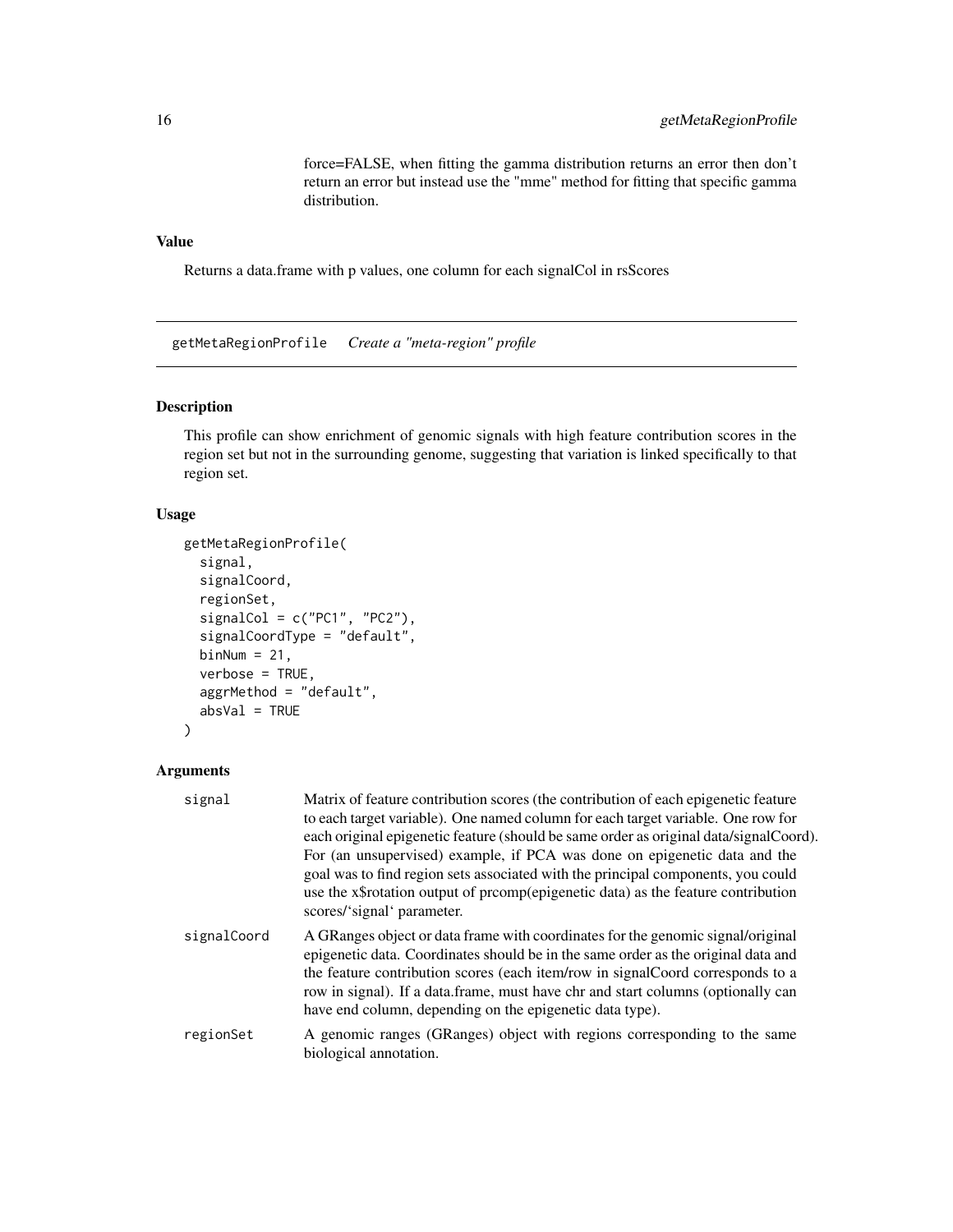force=FALSE, when fitting the gamma distribution returns an error then don't return an error but instead use the "mme" method for fitting that specific gamma distribution.

### Value

Returns a data.frame with p values, one column for each signalCol in rsScores

---

## getMetaRegionProfile    *Create a "meta-region" profile*

---

### Description

This profile can show enrichment of genomic signals with high feature contribution scores in the region set but not in the surrounding genome, suggesting that variation is linked specifically to that region set.

### Usage

```
getMetaRegionProfile(
  signal,
  signalCoord,
  regionSet,
  signalCol = c("PC1", "PC2"),
  signalCoordType = "default",
  binNum = 21,
  verbose = TRUE,
  aggrMethod = "default",
  absVal = TRUE
)
```

### Arguments

| | |
|---|---|
| `signal` | Matrix of feature contribution scores (the contribution of each epigenetic feature to each target variable). One named column for each target variable. One row for each original epigenetic feature (should be same order as original data/signalCoord). For (an unsupervised) example, if PCA was done on epigenetic data and the goal was to find region sets associated with the principal components, you could use the x$rotation output of prcomp(epigenetic data) as the feature contribution scores/'signal' parameter. |
| `signalCoord` | A GRanges object or data frame with coordinates for the genomic signal/original epigenetic data. Coordinates should be in the same order as the original data and the feature contribution scores (each item/row in signalCoord corresponds to a row in signal). If a data.frame, must have chr and start columns (optionally can have end column, depending on the epigenetic data type). |
| `regionSet` | A genomic ranges (GRanges) object with regions corresponding to the same biological annotation. |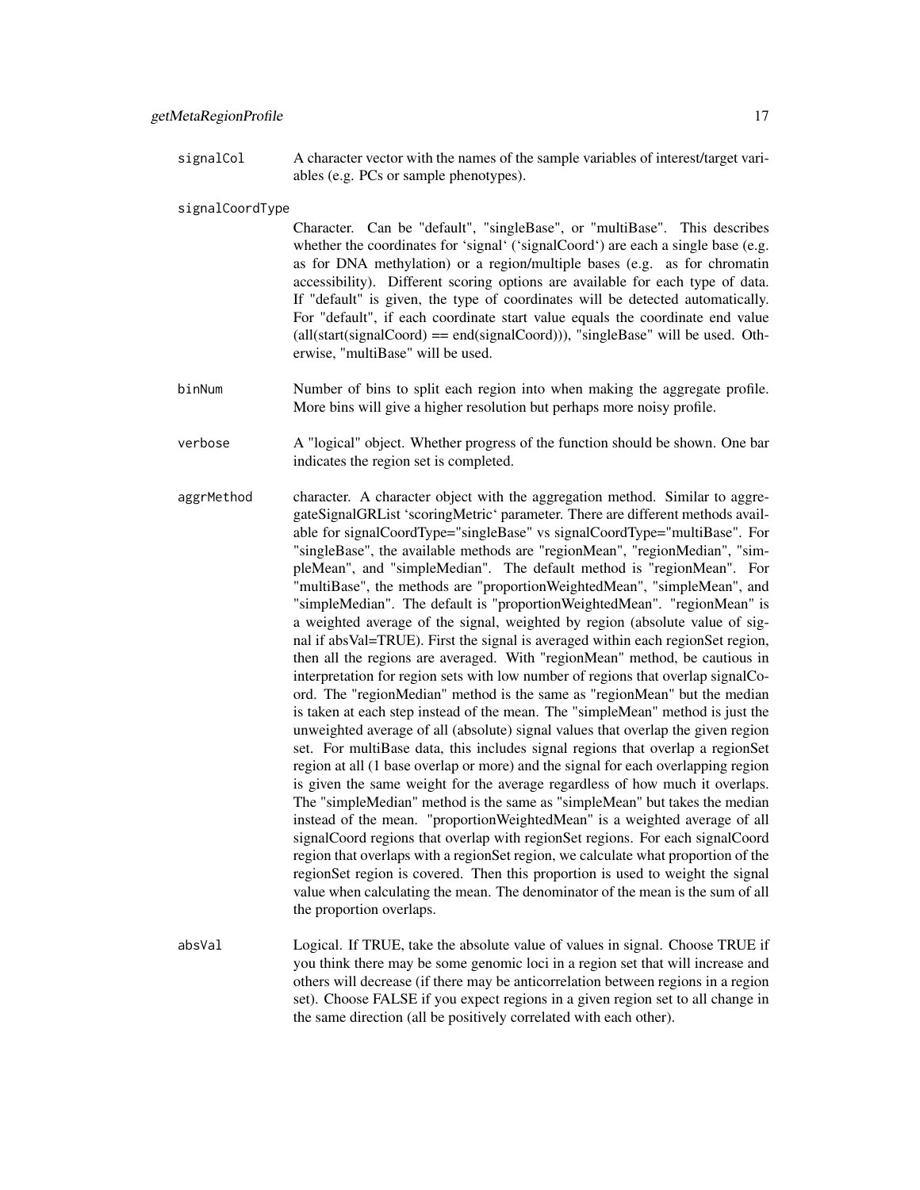`signalCol` A character vector with the names of the sample variables of interest/target variables (e.g. PCs or sample phenotypes).

`signalCoordType`
Character. Can be "default", "singleBase", or "multiBase". This describes whether the coordinates for 'signal' ('signalCoord') are each a single base (e.g. as for DNA methylation) or a region/multiple bases (e.g. as for chromatin accessibility). Different scoring options are available for each type of data. If "default" is given, the type of coordinates will be detected automatically. For "default", if each coordinate start value equals the coordinate end value (all(start(signalCoord) == end(signalCoord))), "singleBase" will be used. Otherwise, "multiBase" will be used.

`binNum` Number of bins to split each region into when making the aggregate profile. More bins will give a higher resolution but perhaps more noisy profile.

`verbose` A "logical" object. Whether progress of the function should be shown. One bar indicates the region set is completed.

`aggrMethod` character. A character object with the aggregation method. Similar to aggregateSignalGRList 'scoringMetric' parameter. There are different methods available for signalCoordType="singleBase" vs signalCoordType="multiBase". For "singleBase", the available methods are "regionMean", "regionMedian", "simpleMean", and "simpleMedian". The default method is "regionMean". For "multiBase", the methods are "proportionWeightedMean", "simpleMean", and "simpleMedian". The default is "proportionWeightedMean". "regionMean" is a weighted average of the signal, weighted by region (absolute value of signal if absVal=TRUE). First the signal is averaged within each regionSet region, then all the regions are averaged. With "regionMean" method, be cautious in interpretation for region sets with low number of regions that overlap signalCoord. The "regionMedian" method is the same as "regionMean" but the median is taken at each step instead of the mean. The "simpleMean" method is just the unweighted average of all (absolute) signal values that overlap the given region set. For multiBase data, this includes signal regions that overlap a regionSet region at all (1 base overlap or more) and the signal for each overlapping region is given the same weight for the average regardless of how much it overlaps. The "simpleMedian" method is the same as "simpleMean" but takes the median instead of the mean. "proportionWeightedMean" is a weighted average of all signalCoord regions that overlap with regionSet regions. For each signalCoord region that overlaps with a regionSet region, we calculate what proportion of the regionSet region is covered. Then this proportion is used to weight the signal value when calculating the mean. The denominator of the mean is the sum of all the proportion overlaps.

`absVal` Logical. If TRUE, take the absolute value of values in signal. Choose TRUE if you think there may be some genomic loci in a region set that will increase and others will decrease (if there may be anticorrelation between regions in a region set). Choose FALSE if you expect regions in a given region set to all change in the same direction (all be positively correlated with each other).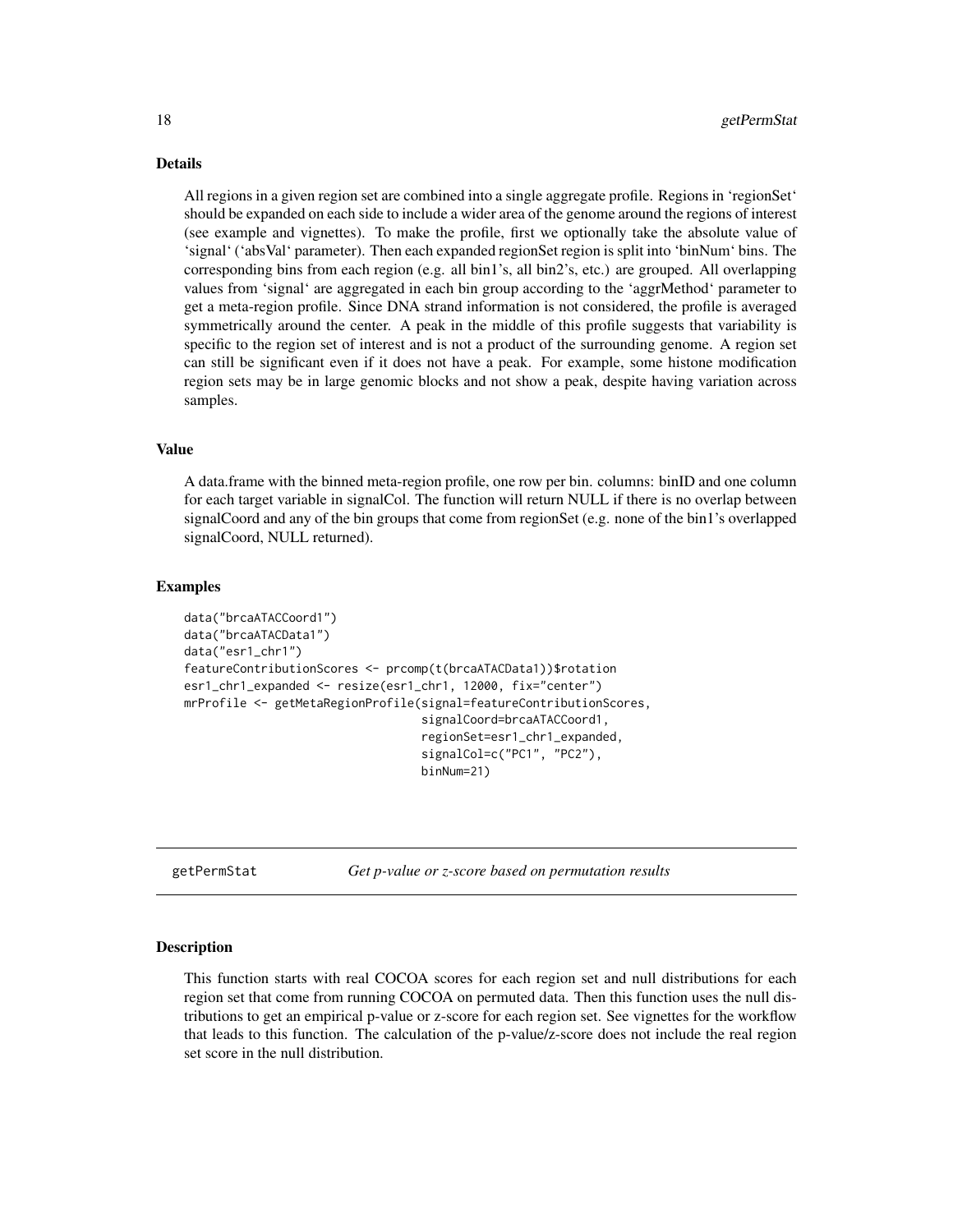## Details

All regions in a given region set are combined into a single aggregate profile. Regions in 'regionSet' should be expanded on each side to include a wider area of the genome around the regions of interest (see example and vignettes). To make the profile, first we optionally take the absolute value of 'signal' ('absVal' parameter). Then each expanded regionSet region is split into 'binNum' bins. The corresponding bins from each region (e.g. all bin1's, all bin2's, etc.) are grouped. All overlapping values from 'signal' are aggregated in each bin group according to the 'aggrMethod' parameter to get a meta-region profile. Since DNA strand information is not considered, the profile is averaged symmetrically around the center. A peak in the middle of this profile suggests that variability is specific to the region set of interest and is not a product of the surrounding genome. A region set can still be significant even if it does not have a peak. For example, some histone modification region sets may be in large genomic blocks and not show a peak, despite having variation across samples.

## Value

A data.frame with the binned meta-region profile, one row per bin. columns: binID and one column for each target variable in signalCol. The function will return NULL if there is no overlap between signalCoord and any of the bin groups that come from regionSet (e.g. none of the bin1's overlapped signalCoord, NULL returned).

## Examples

```
data("brcaATACCoord1")
data("brcaATACData1")
data("esr1_chr1")
featureContributionScores <- prcomp(t(brcaATACData1))$rotation
esr1_chr1_expanded <- resize(esr1_chr1, 12000, fix="center")
mrProfile <- getMetaRegionProfile(signal=featureContributionScores,
                                  signalCoord=brcaATACCoord1,
                                  regionSet=esr1_chr1_expanded,
                                  signalCol=c("PC1", "PC2"),
                                  binNum=21)
```

---

# getPermStat *Get p-value or z-score based on permutation results*

## Description

This function starts with real COCOA scores for each region set and null distributions for each region set that come from running COCOA on permuted data. Then this function uses the null distributions to get an empirical p-value or z-score for each region set. See vignettes for the workflow that leads to this function. The calculation of the p-value/z-score does not include the real region set score in the null distribution.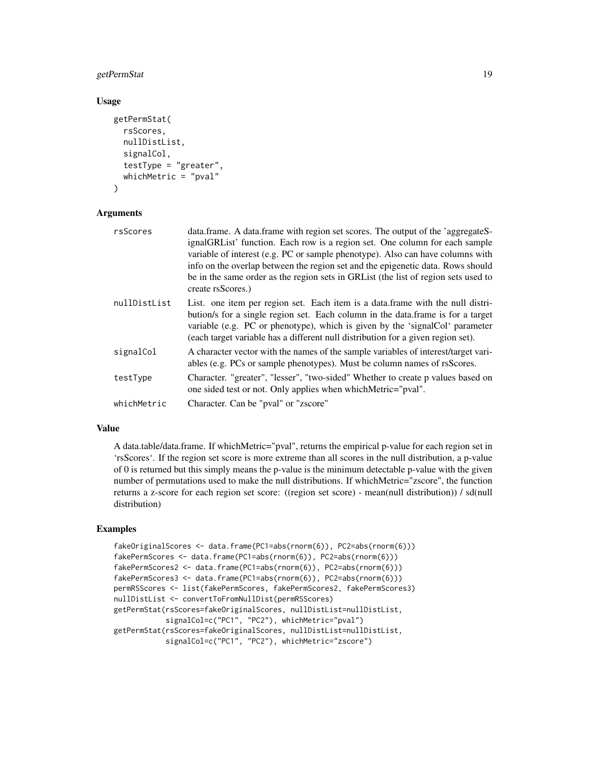## Usage

```
getPermStat(
  rsScores,
  nullDistList,
  signalCol,
  testType = "greater",
  whichMetric = "pval"
)
```

## Arguments

| | |
|---|---|
| rsScores | data.frame. A data.frame with region set scores. The output of the 'aggregateSignalGRList' function. Each row is a region set. One column for each sample variable of interest (e.g. PC or sample phenotype). Also can have columns with info on the overlap between the region set and the epigenetic data. Rows should be in the same order as the region sets in GRList (the list of region sets used to create rsScores.) |
| nullDistList | List. one item per region set. Each item is a data.frame with the null distribution/s for a single region set. Each column in the data.frame is for a target variable (e.g. PC or phenotype), which is given by the 'signalCol' parameter (each target variable has a different null distribution for a given region set). |
| signalCol | A character vector with the names of the sample variables of interest/target variables (e.g. PCs or sample phenotypes). Must be column names of rsScores. |
| testType | Character. "greater", "lesser", "two-sided" Whether to create p values based on one sided test or not. Only applies when whichMetric="pval". |
| whichMetric | Character. Can be "pval" or "zscore" |

## Value

A data.table/data.frame. If whichMetric="pval", returns the empirical p-value for each region set in 'rsScores'. If the region set score is more extreme than all scores in the null distribution, a p-value of 0 is returned but this simply means the p-value is the minimum detectable p-value with the given number of permutations used to make the null distributions. If whichMetric="zscore", the function returns a z-score for each region set score: ((region set score) - mean(null distribution)) / sd(null distribution)

## Examples

```
fakeOriginalScores <- data.frame(PC1=abs(rnorm(6)), PC2=abs(rnorm(6)))
fakePermScores <- data.frame(PC1=abs(rnorm(6)), PC2=abs(rnorm(6)))
fakePermScores2 <- data.frame(PC1=abs(rnorm(6)), PC2=abs(rnorm(6)))
fakePermScores3 <- data.frame(PC1=abs(rnorm(6)), PC2=abs(rnorm(6)))
permRSScores <- list(fakePermScores, fakePermScores2, fakePermScores3)
nullDistList <- convertToFromNullDist(permRSScores)
getPermStat(rsScores=fakeOriginalScores, nullDistList=nullDistList,
            signalCol=c("PC1", "PC2"), whichMetric="pval")
getPermStat(rsScores=fakeOriginalScores, nullDistList=nullDistList,
            signalCol=c("PC1", "PC2"), whichMetric="zscore")
```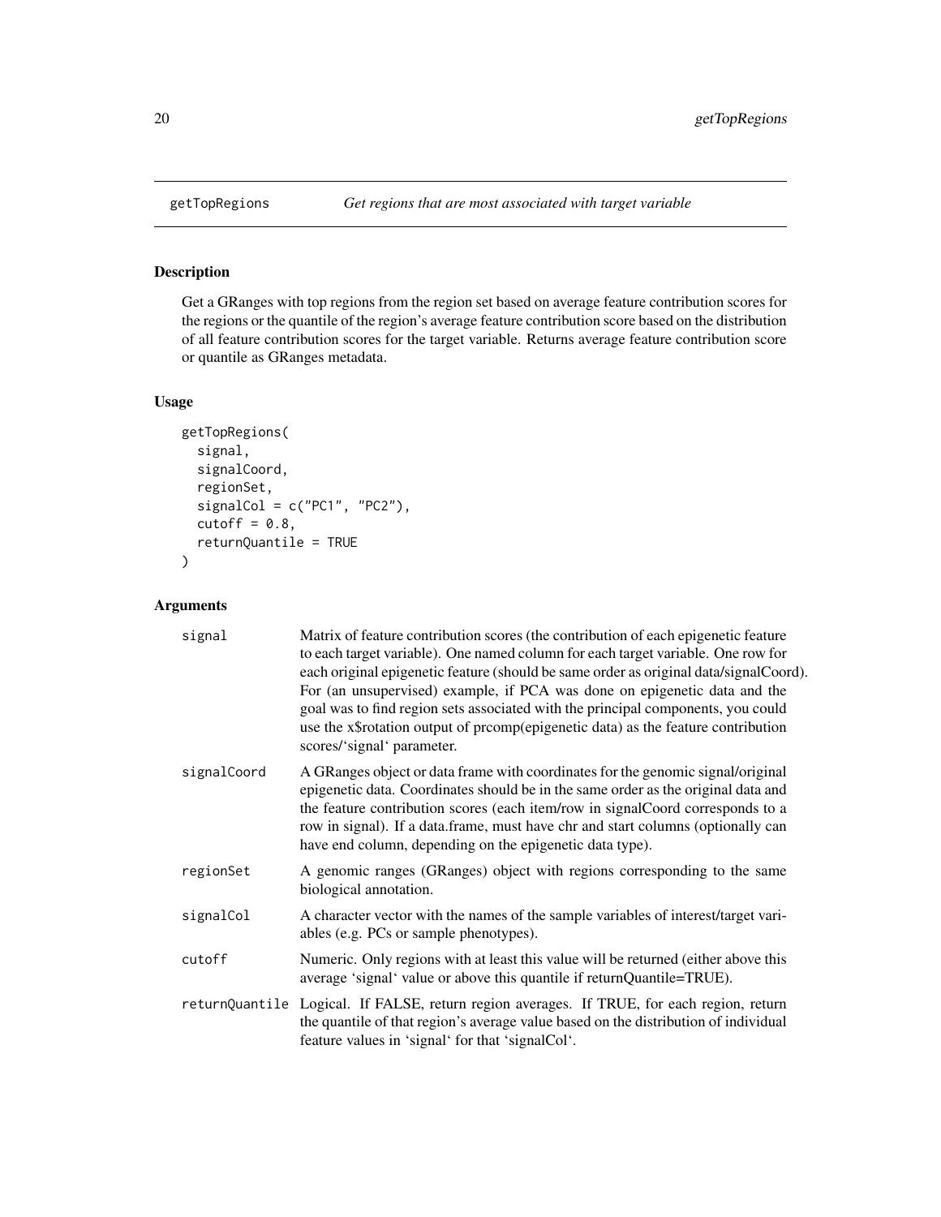## getTopRegions    *Get regions that are most associated with target variable*

### Description

Get a GRanges with top regions from the region set based on average feature contribution scores for the regions or the quantile of the region's average feature contribution score based on the distribution of all feature contribution scores for the target variable. Returns average feature contribution score or quantile as GRanges metadata.

### Usage

```
getTopRegions(
  signal,
  signalCoord,
  regionSet,
  signalCol = c("PC1", "PC2"),
  cutoff = 0.8,
  returnQuantile = TRUE
)
```

### Arguments

| | |
|---|---|
| signal | Matrix of feature contribution scores (the contribution of each epigenetic feature to each target variable). One named column for each target variable. One row for each original epigenetic feature (should be same order as original data/signalCoord). For (an unsupervised) example, if PCA was done on epigenetic data and the goal was to find region sets associated with the principal components, you could use the x$rotation output of prcomp(epigenetic data) as the feature contribution scores/'signal' parameter. |
| signalCoord | A GRanges object or data frame with coordinates for the genomic signal/original epigenetic data. Coordinates should be in the same order as the original data and the feature contribution scores (each item/row in signalCoord corresponds to a row in signal). If a data.frame, must have chr and start columns (optionally can have end column, depending on the epigenetic data type). |
| regionSet | A genomic ranges (GRanges) object with regions corresponding to the same biological annotation. |
| signalCol | A character vector with the names of the sample variables of interest/target variables (e.g. PCs or sample phenotypes). |
| cutoff | Numeric. Only regions with at least this value will be returned (either above this average 'signal' value or above this quantile if returnQuantile=TRUE). |
| returnQuantile | Logical. If FALSE, return region averages. If TRUE, for each region, return the quantile of that region's average value based on the distribution of individual feature values in 'signal' for that 'signalCol'. |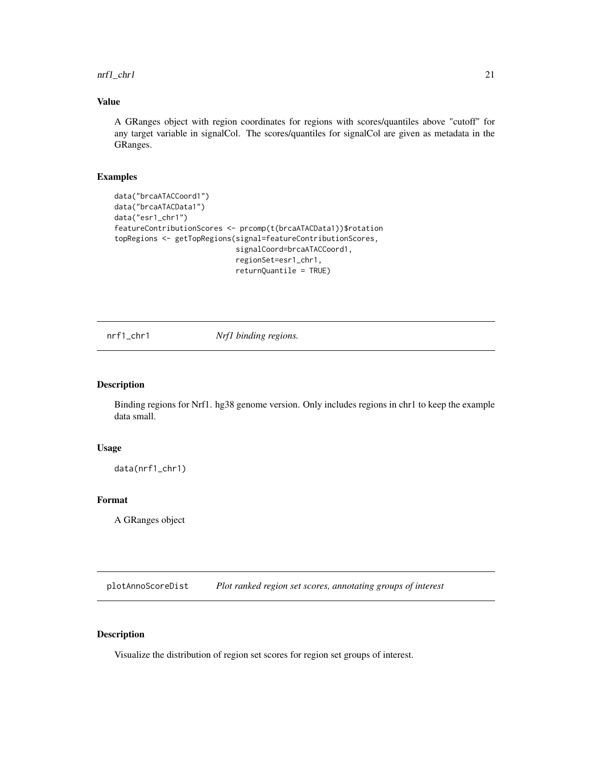### Value

A GRanges object with region coordinates for regions with scores/quantiles above "cutoff" for any target variable in signalCol. The scores/quantiles for signalCol are given as metadata in the GRanges.

### Examples

```
data("brcaATACCoord1")
data("brcaATACData1")
data("esr1_chr1")
featureContributionScores <- prcomp(t(brcaATACData1))$rotation
topRegions <- getTopRegions(signal=featureContributionScores,
                            signalCoord=brcaATACCoord1,
                            regionSet=esr1_chr1,
                            returnQuantile = TRUE)
```

---

## nrf1_chr1 — *Nrf1 binding regions.*

### Description

Binding regions for Nrf1. hg38 genome version. Only includes regions in chr1 to keep the example data small.

### Usage

```
data(nrf1_chr1)
```

### Format

A GRanges object

---

## plotAnnoScoreDist — *Plot ranked region set scores, annotating groups of interest*

### Description

Visualize the distribution of region set scores for region set groups of interest.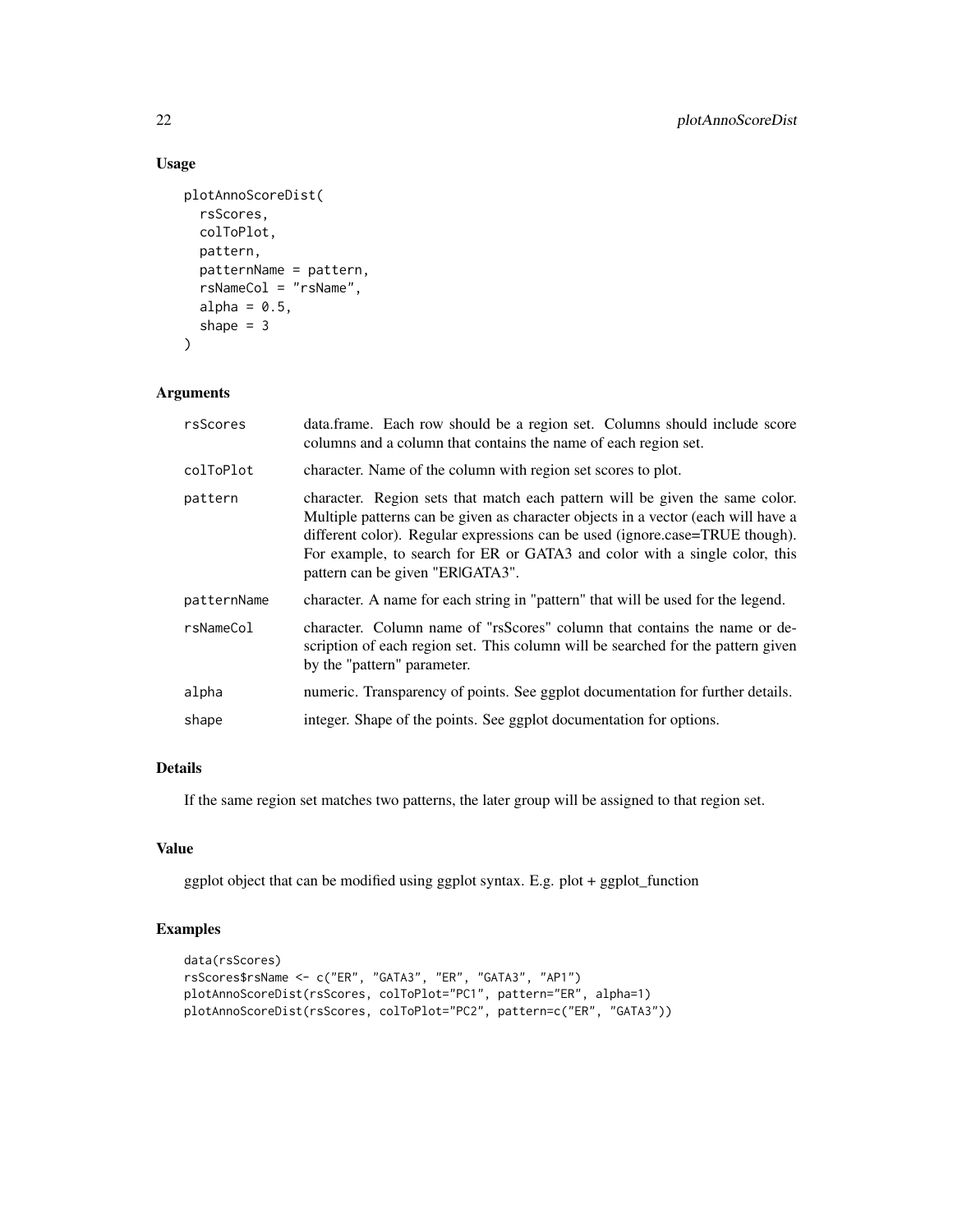## Usage

```
plotAnnoScoreDist(
  rsScores,
  colToPlot,
  pattern,
  patternName = pattern,
  rsNameCol = "rsName",
  alpha = 0.5,
  shape = 3
)
```

## Arguments

| | |
|---|---|
| rsScores | data.frame. Each row should be a region set. Columns should include score columns and a column that contains the name of each region set. |
| colToPlot | character. Name of the column with region set scores to plot. |
| pattern | character. Region sets that match each pattern will be given the same color. Multiple patterns can be given as character objects in a vector (each will have a different color). Regular expressions can be used (ignore.case=TRUE though). For example, to search for ER or GATA3 and color with a single color, this pattern can be given "ER\|GATA3". |
| patternName | character. A name for each string in "pattern" that will be used for the legend. |
| rsNameCol | character. Column name of "rsScores" column that contains the name or description of each region set. This column will be searched for the pattern given by the "pattern" parameter. |
| alpha | numeric. Transparency of points. See ggplot documentation for further details. |
| shape | integer. Shape of the points. See ggplot documentation for options. |

## Details

If the same region set matches two patterns, the later group will be assigned to that region set.

## Value

ggplot object that can be modified using ggplot syntax. E.g. plot + ggplot_function

## Examples

```
data(rsScores)
rsScores$rsName <- c("ER", "GATA3", "ER", "GATA3", "AP1")
plotAnnoScoreDist(rsScores, colToPlot="PC1", pattern="ER", alpha=1)
plotAnnoScoreDist(rsScores, colToPlot="PC2", pattern=c("ER", "GATA3"))
```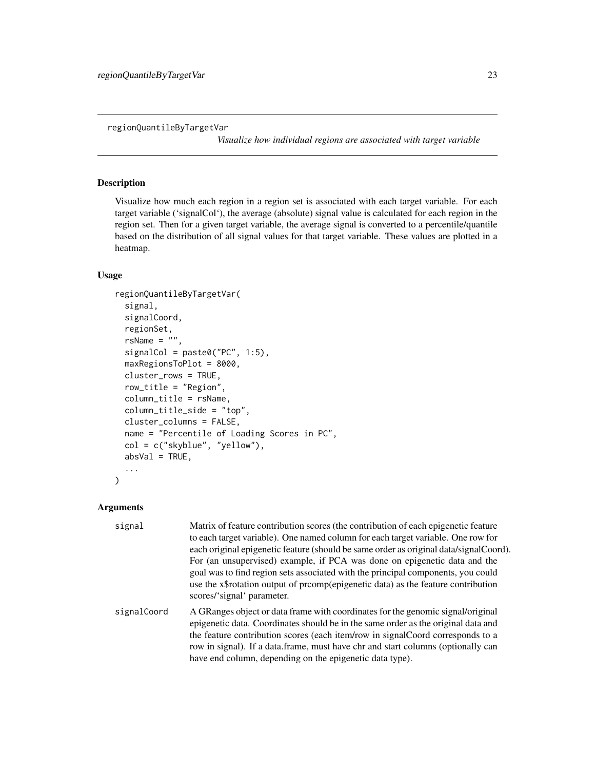## regionQuantileByTargetVar

*Visualize how individual regions are associated with target variable*

### Description

Visualize how much each region in a region set is associated with each target variable. For each target variable ('signalCol'), the average (absolute) signal value is calculated for each region in the region set. Then for a given target variable, the average signal is converted to a percentile/quantile based on the distribution of all signal values for that target variable. These values are plotted in a heatmap.

### Usage

```
regionQuantileByTargetVar(
  signal,
  signalCoord,
  regionSet,
  rsName = "",
  signalCol = paste0("PC", 1:5),
  maxRegionsToPlot = 8000,
  cluster_rows = TRUE,
  row_title = "Region",
  column_title = rsName,
  column_title_side = "top",
  cluster_columns = FALSE,
  name = "Percentile of Loading Scores in PC",
  col = c("skyblue", "yellow"),
  absVal = TRUE,
  ...
)
```

### Arguments

| | |
|---|---|
| signal | Matrix of feature contribution scores (the contribution of each epigenetic feature to each target variable). One named column for each target variable. One row for each original epigenetic feature (should be same order as original data/signalCoord). For (an unsupervised) example, if PCA was done on epigenetic data and the goal was to find region sets associated with the principal components, you could use the x$rotation output of prcomp(epigenetic data) as the feature contribution scores/'signal' parameter. |
| signalCoord | A GRanges object or data frame with coordinates for the genomic signal/original epigenetic data. Coordinates should be in the same order as the original data and the feature contribution scores (each item/row in signalCoord corresponds to a row in signal). If a data.frame, must have chr and start columns (optionally can have end column, depending on the epigenetic data type). |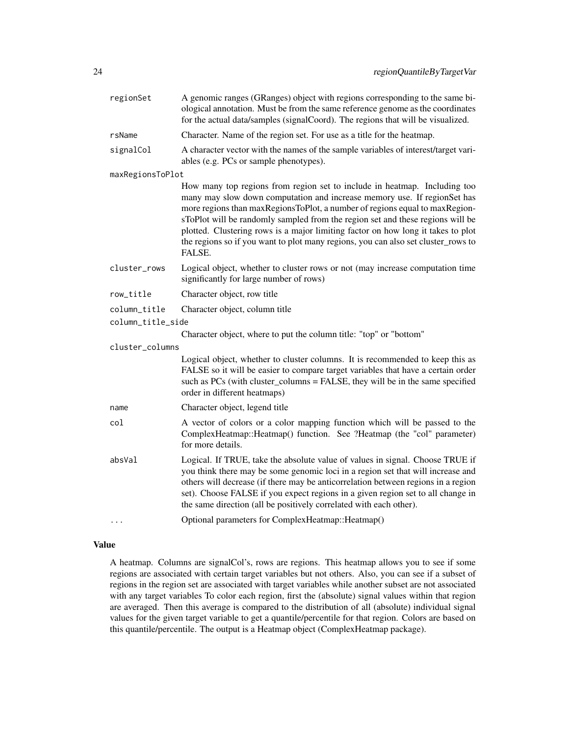| | |
|---|---|
| regionSet | A genomic ranges (GRanges) object with regions corresponding to the same biological annotation. Must be from the same reference genome as the coordinates for the actual data/samples (signalCoord). The regions that will be visualized. |
| rsName | Character. Name of the region set. For use as a title for the heatmap. |
| signalCol | A character vector with the names of the sample variables of interest/target variables (e.g. PCs or sample phenotypes). |
| maxRegionsToPlot | How many top regions from region set to include in heatmap. Including too many may slow down computation and increase memory use. If regionSet has more regions than maxRegionsToPlot, a number of regions equal to maxRegionsToPlot will be randomly sampled from the region set and these regions will be plotted. Clustering rows is a major limiting factor on how long it takes to plot the regions so if you want to plot many regions, you can also set cluster_rows to FALSE. |
| cluster_rows | Logical object, whether to cluster rows or not (may increase computation time significantly for large number of rows) |
| row_title | Character object, row title |
| column_title | Character object, column title |
| column_title_side | Character object, where to put the column title: "top" or "bottom" |
| cluster_columns | Logical object, whether to cluster columns. It is recommended to keep this as FALSE so it will be easier to compare target variables that have a certain order such as PCs (with cluster_columns = FALSE, they will be in the same specified order in different heatmaps) |
| name | Character object, legend title |
| col | A vector of colors or a color mapping function which will be passed to the ComplexHeatmap::Heatmap() function. See ?Heatmap (the "col" parameter) for more details. |
| absVal | Logical. If TRUE, take the absolute value of values in signal. Choose TRUE if you think there may be some genomic loci in a region set that will increase and others will decrease (if there may be anticorrelation between regions in a region set). Choose FALSE if you expect regions in a given region set to all change in the same direction (all be positively correlated with each other). |
| ... | Optional parameters for ComplexHeatmap::Heatmap() |

## Value

A heatmap. Columns are signalCol's, rows are regions. This heatmap allows you to see if some regions are associated with certain target variables but not others. Also, you can see if a subset of regions in the region set are associated with target variables while another subset are not associated with any target variables To color each region, first the (absolute) signal values within that region are averaged. Then this average is compared to the distribution of all (absolute) individual signal values for the given target variable to get a quantile/percentile for that region. Colors are based on this quantile/percentile. The output is a Heatmap object (ComplexHeatmap package).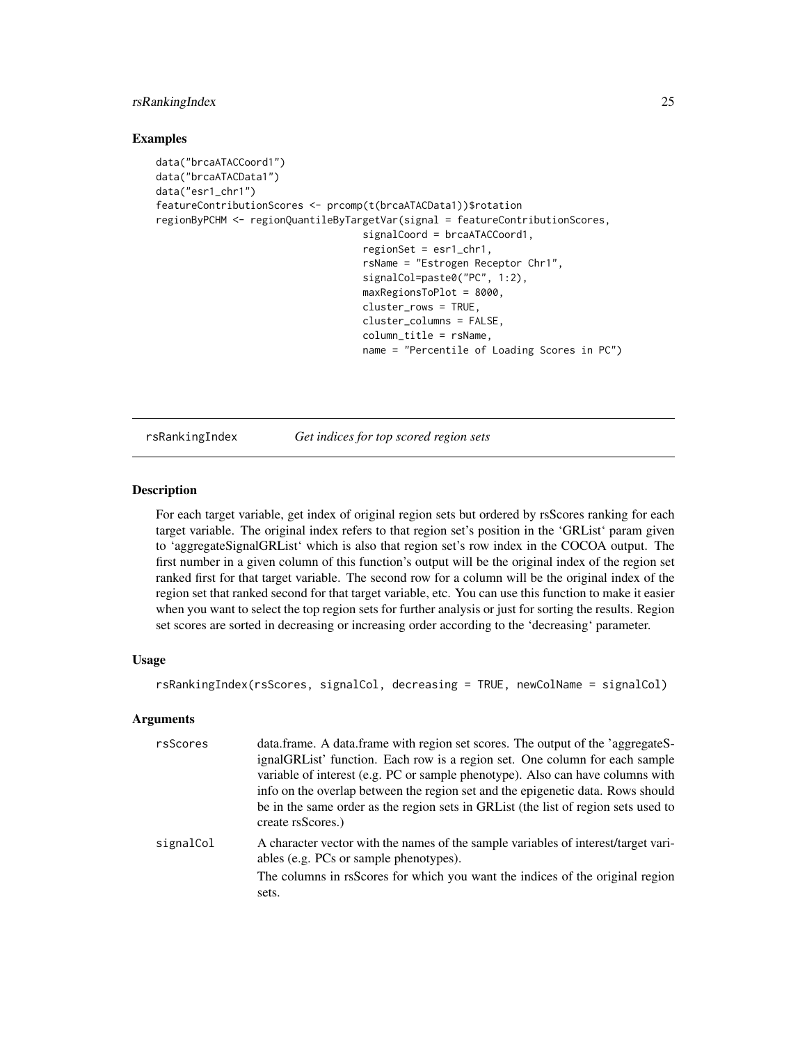### Examples

```
data("brcaATACCoord1")
data("brcaATACData1")
data("esr1_chr1")
featureContributionScores <- prcomp(t(brcaATACData1))$rotation
regionByPCHM <- regionQuantileByTargetVar(signal = featureContributionScores,
                                          signalCoord = brcaATACCoord1,
                                          regionSet = esr1_chr1,
                                          rsName = "Estrogen Receptor Chr1",
                                          signalCol=paste0("PC", 1:2),
                                          maxRegionsToPlot = 8000,
                                          cluster_rows = TRUE,
                                          cluster_columns = FALSE,
                                          column_title = rsName,
                                          name = "Percentile of Loading Scores in PC")
```

---

## rsRankingIndex *Get indices for top scored region sets*

### Description

For each target variable, get index of original region sets but ordered by rsScores ranking for each target variable. The original index refers to that region set's position in the 'GRList' param given to 'aggregateSignalGRList' which is also that region set's row index in the COCOA output. The first number in a given column of this function's output will be the original index of the region set ranked first for that target variable. The second row for a column will be the original index of the region set that ranked second for that target variable, etc. You can use this function to make it easier when you want to select the top region sets for further analysis or just for sorting the results. Region set scores are sorted in decreasing or increasing order according to the 'decreasing' parameter.

### Usage

```
rsRankingIndex(rsScores, signalCol, decreasing = TRUE, newColName = signalCol)
```

### Arguments

| | |
|---|---|
| rsScores | data.frame. A data.frame with region set scores. The output of the 'aggregateSignalGRList' function. Each row is a region set. One column for each sample variable of interest (e.g. PC or sample phenotype). Also can have columns with info on the overlap between the region set and the epigenetic data. Rows should be in the same order as the region sets in GRList (the list of region sets used to create rsScores.) |
| signalCol | A character vector with the names of the sample variables of interest/target variables (e.g. PCs or sample phenotypes). The columns in rsScores for which you want the indices of the original region sets. |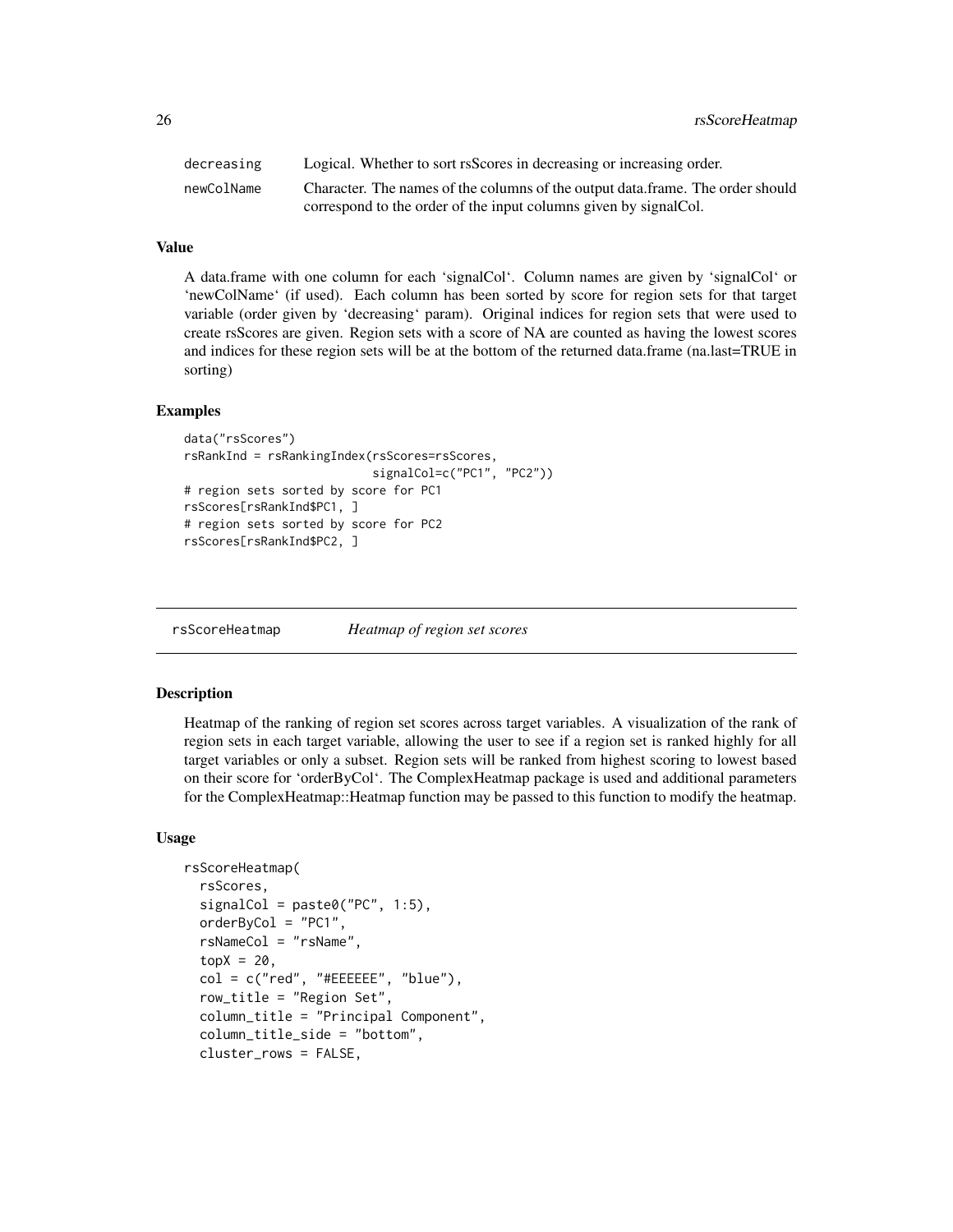| | |
|---|---|
| decreasing | Logical. Whether to sort rsScores in decreasing or increasing order. |
| newColName | Character. The names of the columns of the output data.frame. The order should correspond to the order of the input columns given by signalCol. |

### Value

A data.frame with one column for each 'signalCol'. Column names are given by 'signalCol' or 'newColName' (if used). Each column has been sorted by score for region sets for that target variable (order given by 'decreasing' param). Original indices for region sets that were used to create rsScores are given. Region sets with a score of NA are counted as having the lowest scores and indices for these region sets will be at the bottom of the returned data.frame (na.last=TRUE in sorting)

### Examples

```
data("rsScores")
rsRankInd = rsRankingIndex(rsScores=rsScores,
                           signalCol=c("PC1", "PC2"))
# region sets sorted by score for PC1
rsScores[rsRankInd$PC1, ]
# region sets sorted by score for PC2
rsScores[rsRankInd$PC2, ]
```

## rsScoreHeatmap *Heatmap of region set scores*

### Description

Heatmap of the ranking of region set scores across target variables. A visualization of the rank of region sets in each target variable, allowing the user to see if a region set is ranked highly for all target variables or only a subset. Region sets will be ranked from highest scoring to lowest based on their score for 'orderByCol'. The ComplexHeatmap package is used and additional parameters for the ComplexHeatmap::Heatmap function may be passed to this function to modify the heatmap.

### Usage

```
rsScoreHeatmap(
  rsScores,
  signalCol = paste0("PC", 1:5),
  orderByCol = "PC1",
  rsNameCol = "rsName",
  topX = 20,
  col = c("red", "#EEEEEE", "blue"),
  row_title = "Region Set",
  column_title = "Principal Component",
  column_title_side = "bottom",
  cluster_rows = FALSE,
```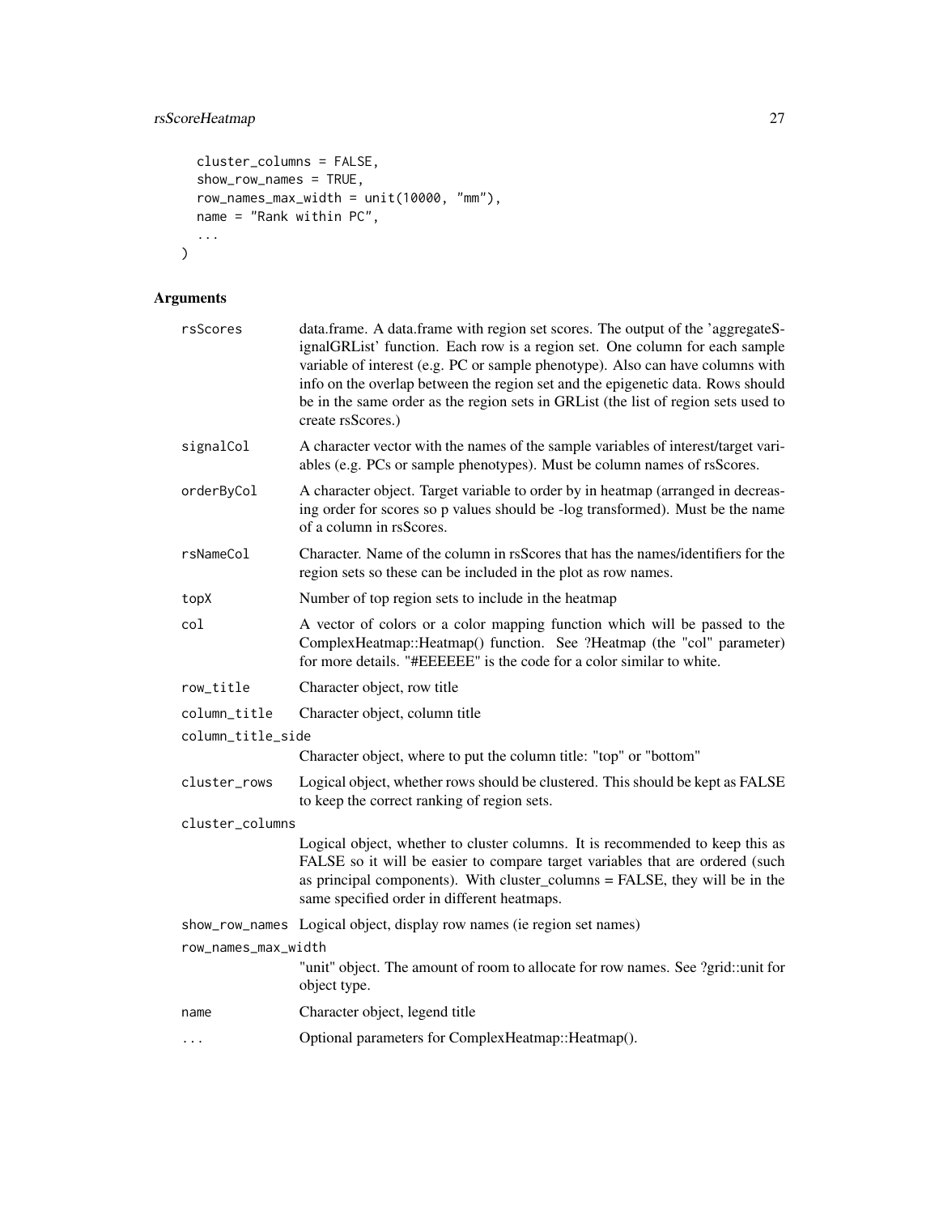```
  cluster_columns = FALSE,
  show_row_names = TRUE,
  row_names_max_width = unit(10000, "mm"),
  name = "Rank within PC",
  ...
)
```

## Arguments

| | |
|---|---|
| `rsScores` | data.frame. A data.frame with region set scores. The output of the 'aggregateSignalGRList' function. Each row is a region set. One column for each sample variable of interest (e.g. PC or sample phenotype). Also can have columns with info on the overlap between the region set and the epigenetic data. Rows should be in the same order as the region sets in GRList (the list of region sets used to create rsScores.) |
| `signalCol` | A character vector with the names of the sample variables of interest/target variables (e.g. PCs or sample phenotypes). Must be column names of rsScores. |
| `orderByCol` | A character object. Target variable to order by in heatmap (arranged in decreasing order for scores so p values should be -log transformed). Must be the name of a column in rsScores. |
| `rsNameCol` | Character. Name of the column in rsScores that has the names/identifiers for the region sets so these can be included in the plot as row names. |
| `topX` | Number of top region sets to include in the heatmap |
| `col` | A vector of colors or a color mapping function which will be passed to the ComplexHeatmap::Heatmap() function. See ?Heatmap (the "col" parameter) for more details. "#EEEEEE" is the code for a color similar to white. |
| `row_title` | Character object, row title |
| `column_title` | Character object, column title |
| `column_title_side` | Character object, where to put the column title: "top" or "bottom" |
| `cluster_rows` | Logical object, whether rows should be clustered. This should be kept as FALSE to keep the correct ranking of region sets. |
| `cluster_columns` | Logical object, whether to cluster columns. It is recommended to keep this as FALSE so it will be easier to compare target variables that are ordered (such as principal components). With cluster_columns = FALSE, they will be in the same specified order in different heatmaps. |
| `show_row_names` | Logical object, display row names (ie region set names) |
| `row_names_max_width` | "unit" object. The amount of room to allocate for row names. See ?grid::unit for object type. |
| `name` | Character object, legend title |
| `...` | Optional parameters for ComplexHeatmap::Heatmap(). |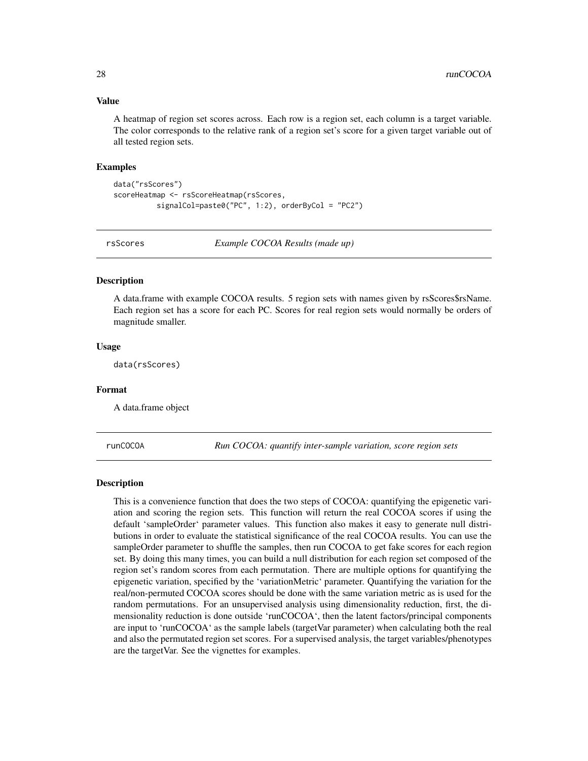### Value

A heatmap of region set scores across. Each row is a region set, each column is a target variable. The color corresponds to the relative rank of a region set's score for a given target variable out of all tested region sets.

### Examples

```
data("rsScores")
scoreHeatmap <- rsScoreHeatmap(rsScores,
          signalCol=paste0("PC", 1:2), orderByCol = "PC2")
```

## rsScores — *Example COCOA Results (made up)*

### Description

A data.frame with example COCOA results. 5 region sets with names given by rsScores$rsName. Each region set has a score for each PC. Scores for real region sets would normally be orders of magnitude smaller.

### Usage

```
data(rsScores)
```

### Format

A data.frame object

## runCOCOA — *Run COCOA: quantify inter-sample variation, score region sets*

### Description

This is a convenience function that does the two steps of COCOA: quantifying the epigenetic variation and scoring the region sets. This function will return the real COCOA scores if using the default 'sampleOrder' parameter values. This function also makes it easy to generate null distributions in order to evaluate the statistical significance of the real COCOA results. You can use the sampleOrder parameter to shuffle the samples, then run COCOA to get fake scores for each region set. By doing this many times, you can build a null distribution for each region set composed of the region set's random scores from each permutation. There are multiple options for quantifying the epigenetic variation, specified by the 'variationMetric' parameter. Quantifying the variation for the real/non-permuted COCOA scores should be done with the same variation metric as is used for the random permutations. For an unsupervised analysis using dimensionality reduction, first, the dimensionality reduction is done outside 'runCOCOA', then the latent factors/principal components are input to 'runCOCOA' as the sample labels (targetVar parameter) when calculating both the real and also the permutated region set scores. For a supervised analysis, the target variables/phenotypes are the targetVar. See the vignettes for examples.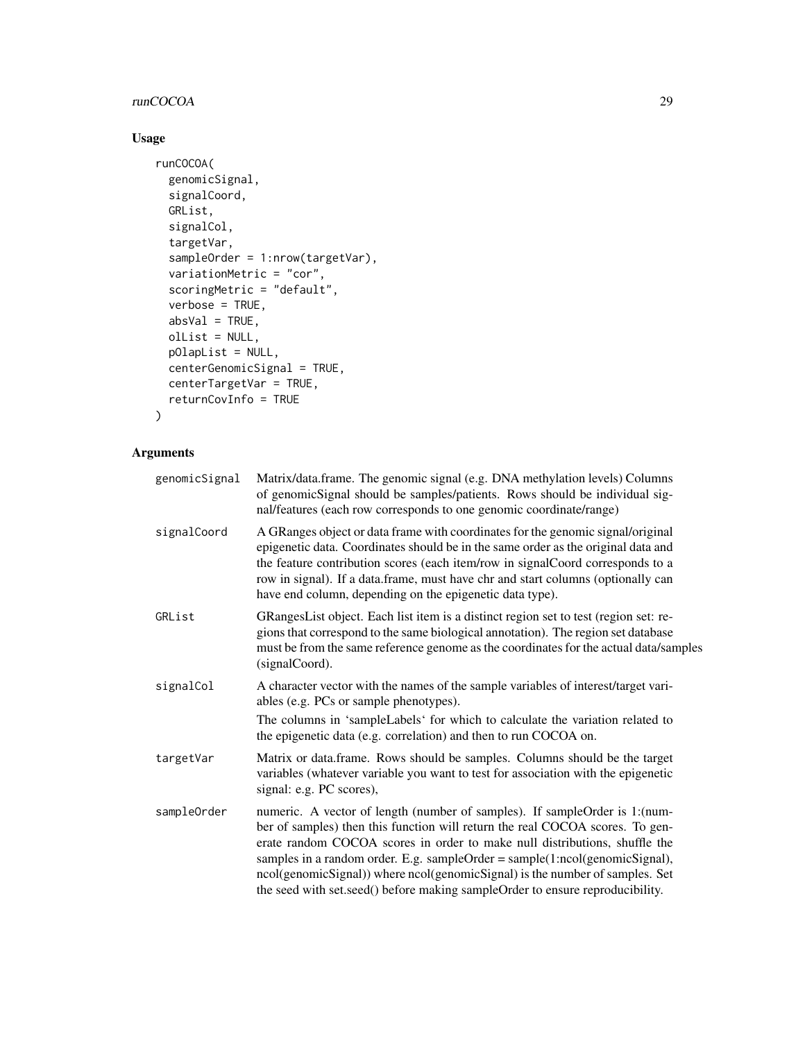## Usage

```
runCOCOA(
  genomicSignal,
  signalCoord,
  GRList,
  signalCol,
  targetVar,
  sampleOrder = 1:nrow(targetVar),
  variationMetric = "cor",
  scoringMetric = "default",
  verbose = TRUE,
  absVal = TRUE,
  olList = NULL,
  pOlapList = NULL,
  centerGenomicSignal = TRUE,
  centerTargetVar = TRUE,
  returnCovInfo = TRUE
)
```

## Arguments

| | |
|---|---|
| genomicSignal | Matrix/data.frame. The genomic signal (e.g. DNA methylation levels) Columns of genomicSignal should be samples/patients. Rows should be individual signal/features (each row corresponds to one genomic coordinate/range) |
| signalCoord | A GRanges object or data frame with coordinates for the genomic signal/original epigenetic data. Coordinates should be in the same order as the original data and the feature contribution scores (each item/row in signalCoord corresponds to a row in signal). If a data.frame, must have chr and start columns (optionally can have end column, depending on the epigenetic data type). |
| GRList | GRangesList object. Each list item is a distinct region set to test (region set: regions that correspond to the same biological annotation). The region set database must be from the same reference genome as the coordinates for the actual data/samples (signalCoord). |
| signalCol | A character vector with the names of the sample variables of interest/target variables (e.g. PCs or sample phenotypes).<br><br>The columns in 'sampleLabels' for which to calculate the variation related to the epigenetic data (e.g. correlation) and then to run COCOA on. |
| targetVar | Matrix or data.frame. Rows should be samples. Columns should be the target variables (whatever variable you want to test for association with the epigenetic signal: e.g. PC scores), |
| sampleOrder | numeric. A vector of length (number of samples). If sampleOrder is 1:(number of samples) then this function will return the real COCOA scores. To generate random COCOA scores in order to make null distributions, shuffle the samples in a random order. E.g. sampleOrder = sample(1:ncol(genomicSignal), ncol(genomicSignal)) where ncol(genomicSignal) is the number of samples. Set the seed with set.seed() before making sampleOrder to ensure reproducibility. |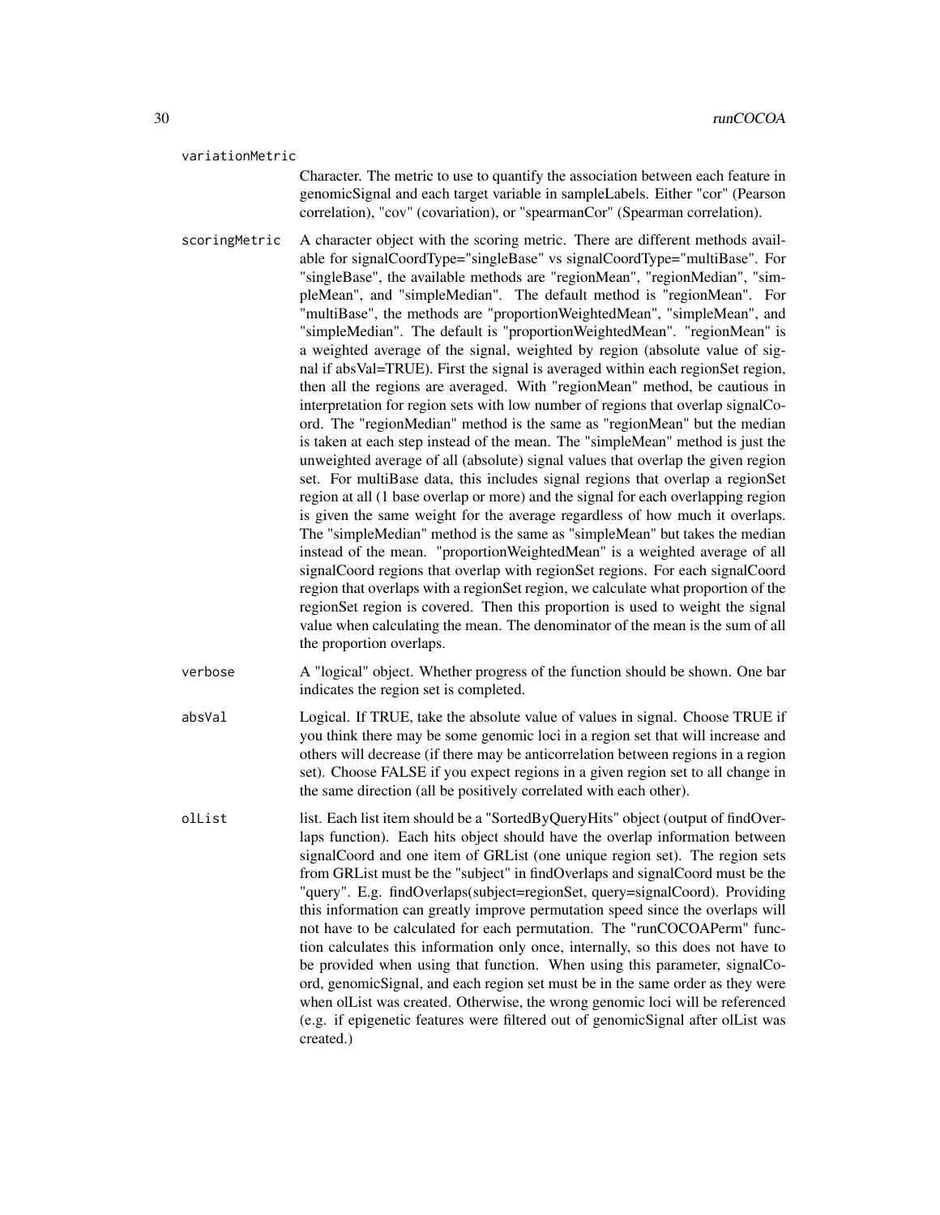variationMetric

Character. The metric to use to quantify the association between each feature in genomicSignal and each target variable in sampleLabels. Either "cor" (Pearson correlation), "cov" (covariation), or "spearmanCor" (Spearman correlation).

scoringMetric

A character object with the scoring metric. There are different methods available for signalCoordType="singleBase" vs signalCoordType="multiBase". For "singleBase", the available methods are "regionMean", "regionMedian", "simpleMean", and "simpleMedian". The default method is "regionMean". For "multiBase", the methods are "proportionWeightedMean", "simpleMean", and "simpleMedian". The default is "proportionWeightedMean". "regionMean" is a weighted average of the signal, weighted by region (absolute value of signal if absVal=TRUE). First the signal is averaged within each regionSet region, then all the regions are averaged. With "regionMean" method, be cautious in interpretation for region sets with low number of regions that overlap signalCoord. The "regionMedian" method is the same as "regionMean" but the median is taken at each step instead of the mean. The "simpleMean" method is just the unweighted average of all (absolute) signal values that overlap the given region set. For multiBase data, this includes signal regions that overlap a regionSet region at all (1 base overlap or more) and the signal for each overlapping region is given the same weight for the average regardless of how much it overlaps. The "simpleMedian" method is the same as "simpleMean" but takes the median instead of the mean. "proportionWeightedMean" is a weighted average of all signalCoord regions that overlap with regionSet regions. For each signalCoord region that overlaps with a regionSet region, we calculate what proportion of the regionSet region is covered. Then this proportion is used to weight the signal value when calculating the mean. The denominator of the mean is the sum of all the proportion overlaps.

verbose

A "logical" object. Whether progress of the function should be shown. One bar indicates the region set is completed.

absVal

Logical. If TRUE, take the absolute value of values in signal. Choose TRUE if you think there may be some genomic loci in a region set that will increase and others will decrease (if there may be anticorrelation between regions in a region set). Choose FALSE if you expect regions in a given region set to all change in the same direction (all be positively correlated with each other).

olList

list. Each list item should be a "SortedByQueryHits" object (output of findOverlaps function). Each hits object should have the overlap information between signalCoord and one item of GRList (one unique region set). The region sets from GRList must be the "subject" in findOverlaps and signalCoord must be the "query". E.g. findOverlaps(subject=regionSet, query=signalCoord). Providing this information can greatly improve permutation speed since the overlaps will not have to be calculated for each permutation. The "runCOCOAPerm" function calculates this information only once, internally, so this does not have to be provided when using that function. When using this parameter, signalCoord, genomicSignal, and each region set must be in the same order as they were when olList was created. Otherwise, the wrong genomic loci will be referenced (e.g. if epigenetic features were filtered out of genomicSignal after olList was created.)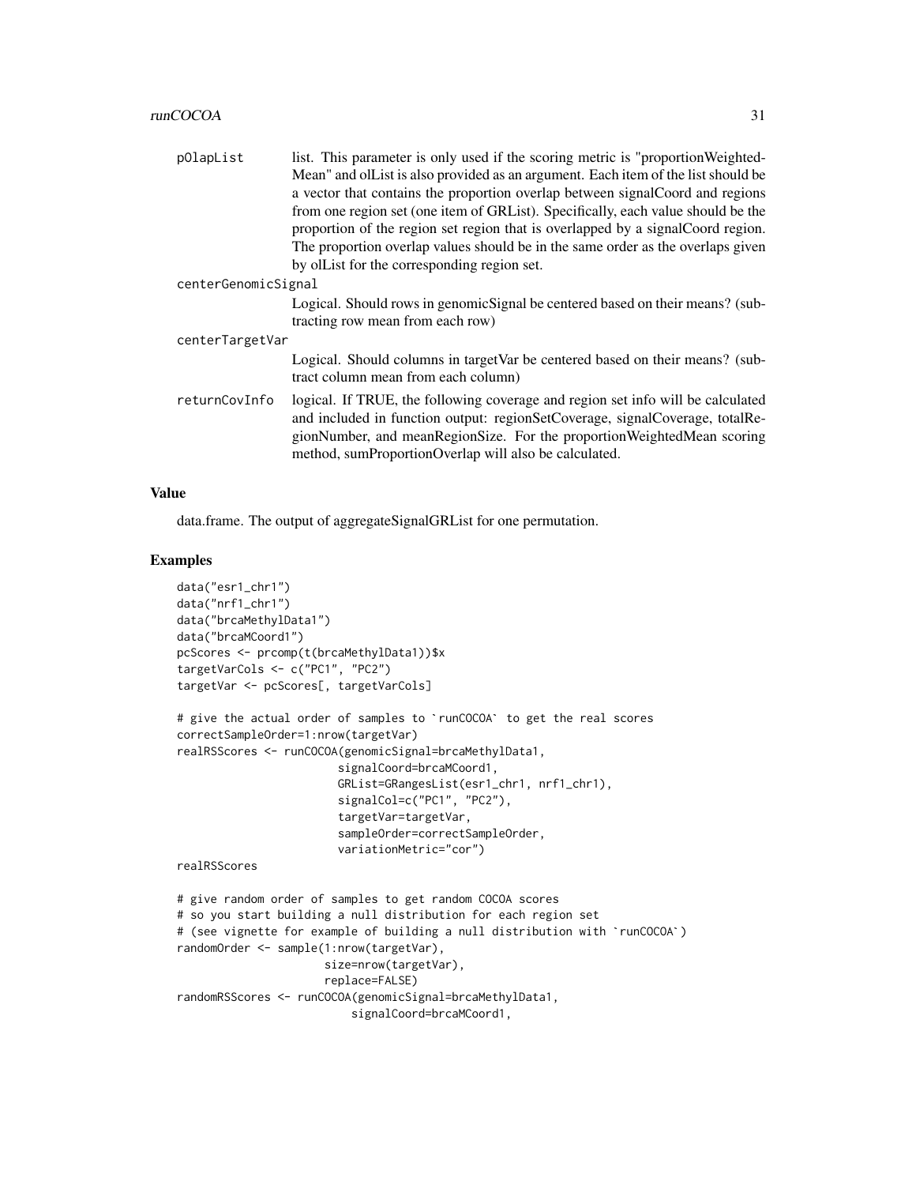pOlapList list. This parameter is only used if the scoring metric is "proportionWeightedMean" and olList is also provided as an argument. Each item of the list should be a vector that contains the proportion overlap between signalCoord and regions from one region set (one item of GRList). Specifically, each value should be the proportion of the region set region that is overlapped by a signalCoord region. The proportion overlap values should be in the same order as the overlaps given by olList for the corresponding region set.

centerGenomicSignal
Logical. Should rows in genomicSignal be centered based on their means? (subtracting row mean from each row)

centerTargetVar
Logical. Should columns in targetVar be centered based on their means? (subtract column mean from each column)

returnCovInfo logical. If TRUE, the following coverage and region set info will be calculated and included in function output: regionSetCoverage, signalCoverage, totalRegionNumber, and meanRegionSize. For the proportionWeightedMean scoring method, sumProportionOverlap will also be calculated.

## Value

data.frame. The output of aggregateSignalGRList for one permutation.

## Examples

```
data("esr1_chr1")
data("nrf1_chr1")
data("brcaMethylData1")
data("brcaMCoord1")
pcScores <- prcomp(t(brcaMethylData1))$x
targetVarCols <- c("PC1", "PC2")
targetVar <- pcScores[, targetVarCols]

# give the actual order of samples to `runCOCOA` to get the real scores
correctSampleOrder=1:nrow(targetVar)
realRSScores <- runCOCOA(genomicSignal=brcaMethylData1,
                         signalCoord=brcaMCoord1,
                         GRList=GRangesList(esr1_chr1, nrf1_chr1),
                         signalCol=c("PC1", "PC2"),
                         targetVar=targetVar,
                         sampleOrder=correctSampleOrder,
                         variationMetric="cor")
realRSScores

# give random order of samples to get random COCOA scores
# so you start building a null distribution for each region set
# (see vignette for example of building a null distribution with `runCOCOA`)
randomOrder <- sample(1:nrow(targetVar),
                      size=nrow(targetVar),
                      replace=FALSE)
randomRSScores <- runCOCOA(genomicSignal=brcaMethylData1,
                           signalCoord=brcaMCoord1,
```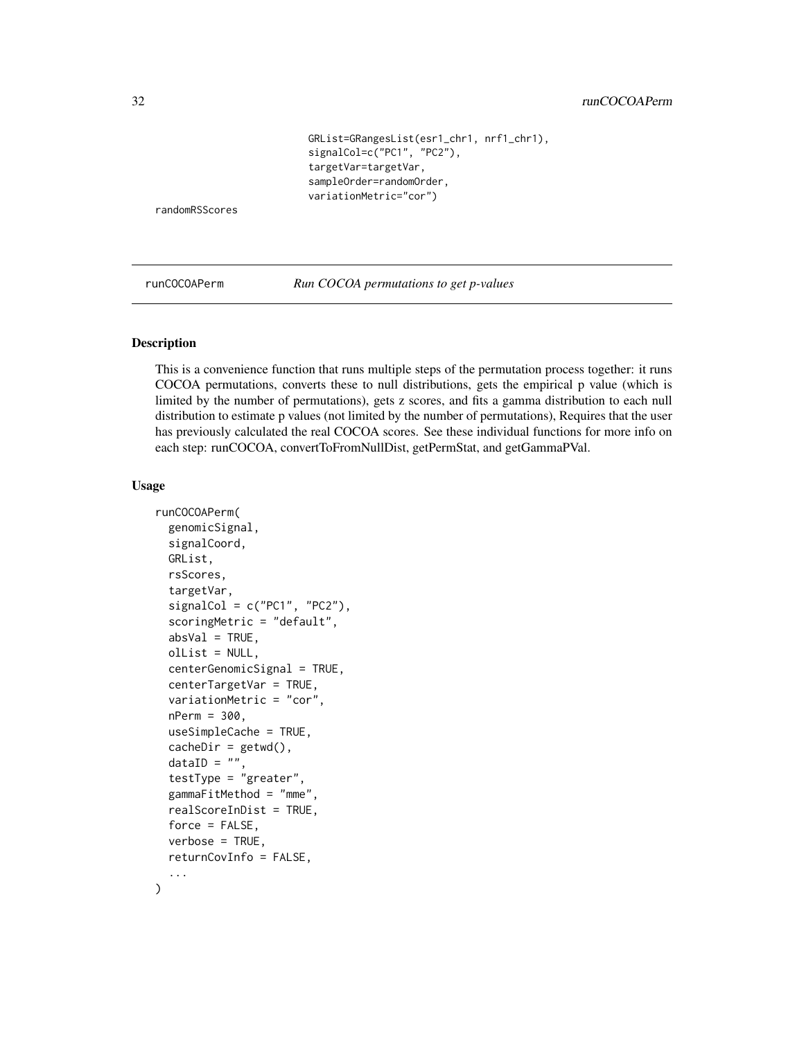```
                              GRList=GRangesList(esr1_chr1, nrf1_chr1),
                              signalCol=c("PC1", "PC2"),
                              targetVar=targetVar,
                              sampleOrder=randomOrder,
                              variationMetric="cor")
randomRSScores
```

## runCOCOAPerm *Run COCOA permutations to get p-values*

### Description

This is a convenience function that runs multiple steps of the permutation process together: it runs COCOA permutations, converts these to null distributions, gets the empirical p value (which is limited by the number of permutations), gets z scores, and fits a gamma distribution to each null distribution to estimate p values (not limited by the number of permutations), Requires that the user has previously calculated the real COCOA scores. See these individual functions for more info on each step: runCOCOA, convertToFromNullDist, getPermStat, and getGammaPVal.

### Usage

```
runCOCOAPerm(
  genomicSignal,
  signalCoord,
  GRList,
  rsScores,
  targetVar,
  signalCol = c("PC1", "PC2"),
  scoringMetric = "default",
  absVal = TRUE,
  olList = NULL,
  centerGenomicSignal = TRUE,
  centerTargetVar = TRUE,
  variationMetric = "cor",
  nPerm = 300,
  useSimpleCache = TRUE,
  cacheDir = getwd(),
  dataID = "",
  testType = "greater",
  gammaFitMethod = "mme",
  realScoreInDist = TRUE,
  force = FALSE,
  verbose = TRUE,
  returnCovInfo = FALSE,
  ...
)
```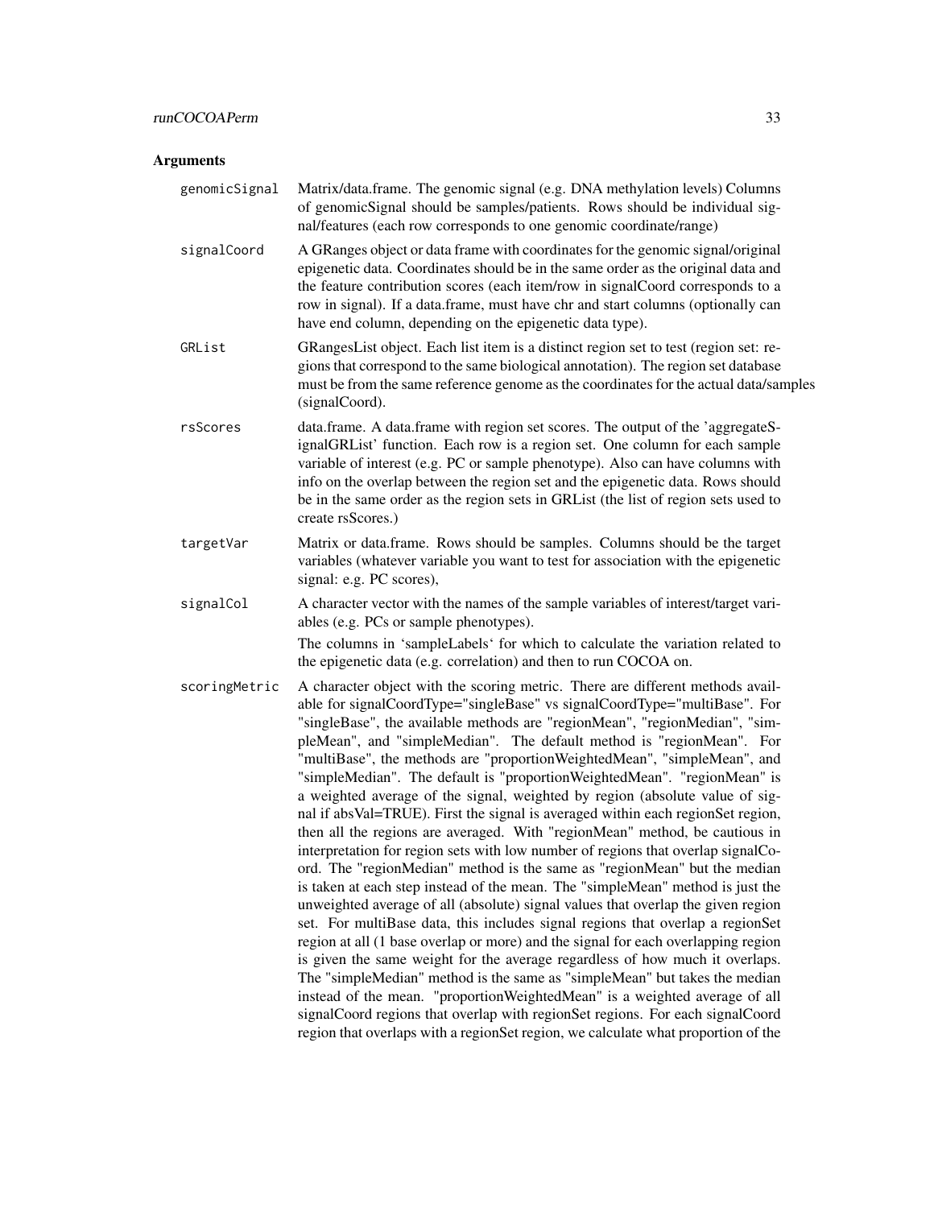### Arguments

**genomicSignal** Matrix/data.frame. The genomic signal (e.g. DNA methylation levels) Columns of genomicSignal should be samples/patients. Rows should be individual signal/features (each row corresponds to one genomic coordinate/range)

**signalCoord** A GRanges object or data frame with coordinates for the genomic signal/original epigenetic data. Coordinates should be in the same order as the original data and the feature contribution scores (each item/row in signalCoord corresponds to a row in signal). If a data.frame, must have chr and start columns (optionally can have end column, depending on the epigenetic data type).

**GRList** GRangesList object. Each list item is a distinct region set to test (region set: regions that correspond to the same biological annotation). The region set database must be from the same reference genome as the coordinates for the actual data/samples (signalCoord).

**rsScores** data.frame. A data.frame with region set scores. The output of the 'aggregateSignalGRList' function. Each row is a region set. One column for each sample variable of interest (e.g. PC or sample phenotype). Also can have columns with info on the overlap between the region set and the epigenetic data. Rows should be in the same order as the region sets in GRList (the list of region sets used to create rsScores.)

**targetVar** Matrix or data.frame. Rows should be samples. Columns should be the target variables (whatever variable you want to test for association with the epigenetic signal: e.g. PC scores),

**signalCol** A character vector with the names of the sample variables of interest/target variables (e.g. PCs or sample phenotypes).

The columns in 'sampleLabels' for which to calculate the variation related to the epigenetic data (e.g. correlation) and then to run COCOA on.

**scoringMetric** A character object with the scoring metric. There are different methods available for signalCoordType="singleBase" vs signalCoordType="multiBase". For "singleBase", the available methods are "regionMean", "regionMedian", "simpleMean", and "simpleMedian". The default method is "regionMean". For "multiBase", the methods are "proportionWeightedMean", "simpleMean", and "simpleMedian". The default is "proportionWeightedMean". "regionMean" is a weighted average of the signal, weighted by region (absolute value of signal if absVal=TRUE). First the signal is averaged within each regionSet region, then all the regions are averaged. With "regionMean" method, be cautious in interpretation for region sets with low number of regions that overlap signalCoord. The "regionMedian" method is the same as "regionMean" but the median is taken at each step instead of the mean. The "simpleMean" method is just the unweighted average of all (absolute) signal values that overlap the given region set. For multiBase data, this includes signal regions that overlap a regionSet region at all (1 base overlap or more) and the signal for each overlapping region is given the same weight for the average regardless of how much it overlaps. The "simpleMedian" method is the same as "simpleMean" but takes the median instead of the mean. "proportionWeightedMean" is a weighted average of all signalCoord regions that overlap with regionSet regions. For each signalCoord region that overlaps with a regionSet region, we calculate what proportion of the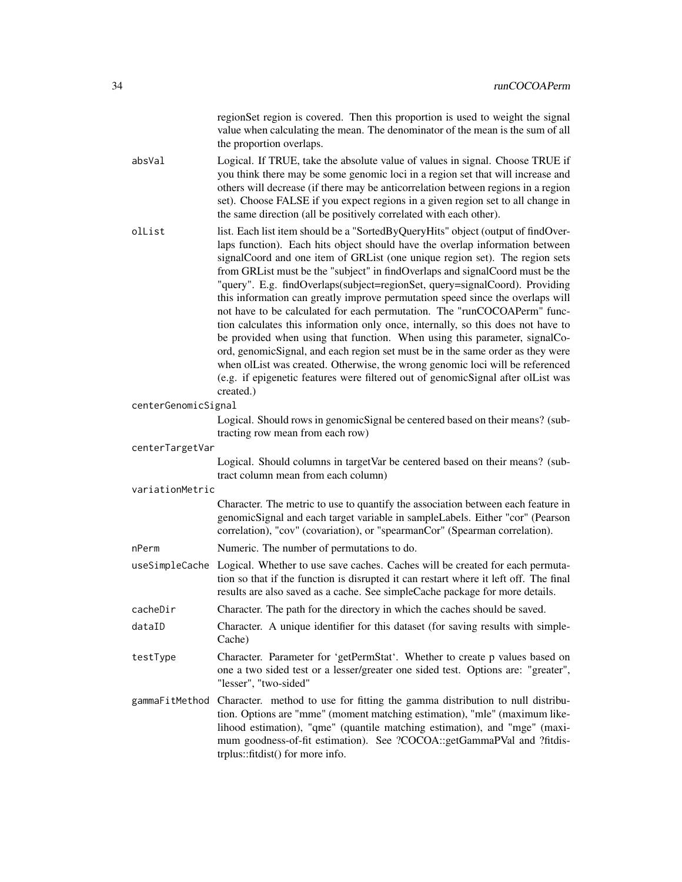regionSet region is covered. Then this proportion is used to weight the signal value when calculating the mean. The denominator of the mean is the sum of all the proportion overlaps.

`absVal` Logical. If TRUE, take the absolute value of values in signal. Choose TRUE if you think there may be some genomic loci in a region set that will increase and others will decrease (if there may be anticorrelation between regions in a region set). Choose FALSE if you expect regions in a given region set to all change in the same direction (all be positively correlated with each other).

`olList` list. Each list item should be a "SortedByQueryHits" object (output of findOverlaps function). Each hits object should have the overlap information between signalCoord and one item of GRList (one unique region set). The region sets from GRList must be the "subject" in findOverlaps and signalCoord must be the "query". E.g. findOverlaps(subject=regionSet, query=signalCoord). Providing this information can greatly improve permutation speed since the overlaps will not have to be calculated for each permutation. The "runCOCOAPerm" function calculates this information only once, internally, so this does not have to be provided when using that function. When using this parameter, signalCoord, genomicSignal, and each region set must be in the same order as they were when olList was created. Otherwise, the wrong genomic loci will be referenced (e.g. if epigenetic features were filtered out of genomicSignal after olList was created.)

`centerGenomicSignal` Logical. Should rows in genomicSignal be centered based on their means? (subtracting row mean from each row)

`centerTargetVar` Logical. Should columns in targetVar be centered based on their means? (subtract column mean from each column)

`variationMetric` Character. The metric to use to quantify the association between each feature in genomicSignal and each target variable in sampleLabels. Either "cor" (Pearson correlation), "cov" (covariation), or "spearmanCor" (Spearman correlation).

`nPerm` Numeric. The number of permutations to do.

`useSimpleCache` Logical. Whether to use save caches. Caches will be created for each permutation so that if the function is disrupted it can restart where it left off. The final results are also saved as a cache. See simpleCache package for more details.

`cacheDir` Character. The path for the directory in which the caches should be saved.

`dataID` Character. A unique identifier for this dataset (for saving results with simpleCache)

`testType` Character. Parameter for 'getPermStat'. Whether to create p values based on one a two sided test or a lesser/greater one sided test. Options are: "greater", "lesser", "two-sided"

`gammaFitMethod` Character. method to use for fitting the gamma distribution to null distribution. Options are "mme" (moment matching estimation), "mle" (maximum likelihood estimation), "qme" (quantile matching estimation), and "mge" (maximum goodness-of-fit estimation). See ?COCOA::getGammaPVal and ?fitdistrplus::fitdist() for more info.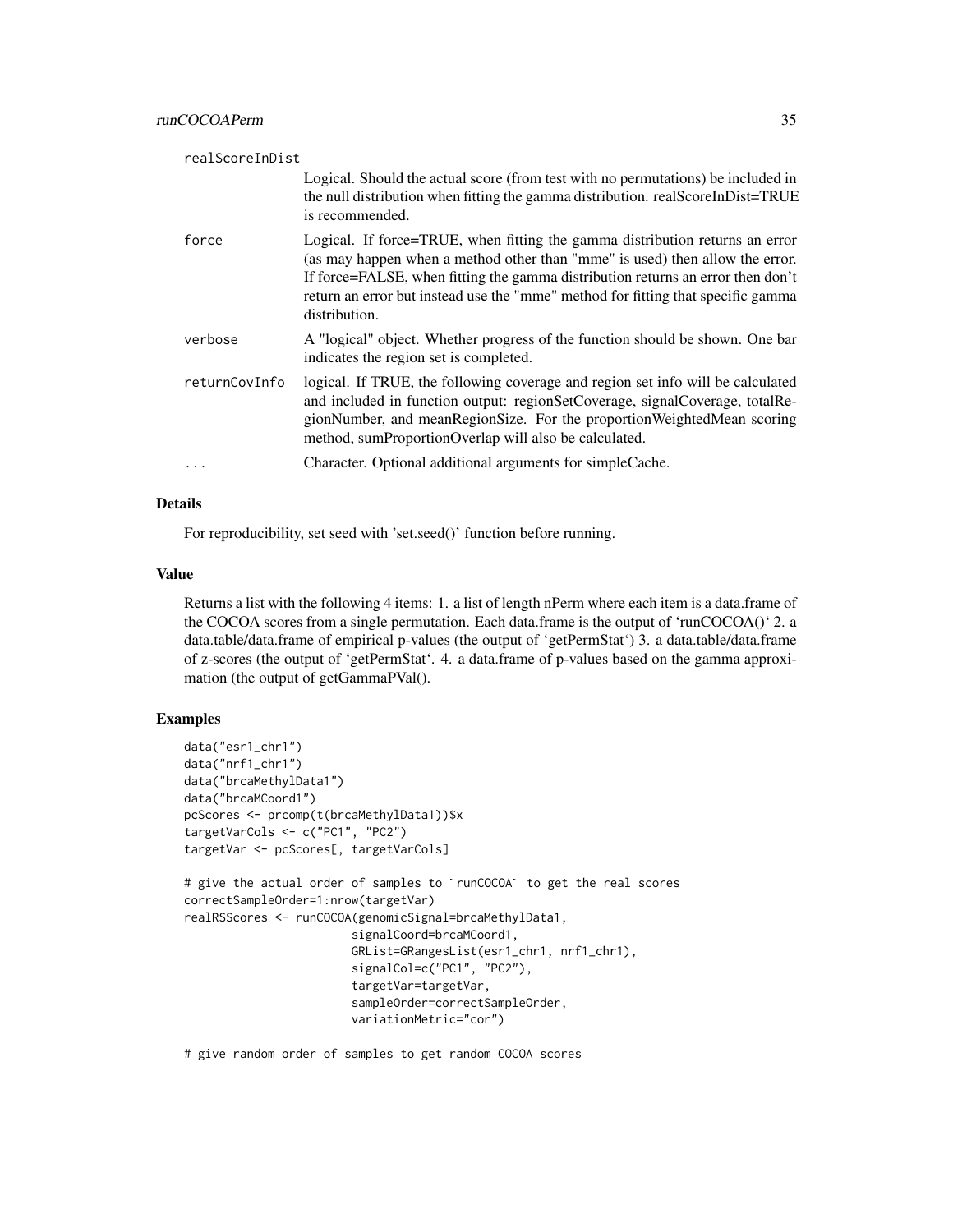realScoreInDist
: Logical. Should the actual score (from test with no permutations) be included in the null distribution when fitting the gamma distribution. realScoreInDist=TRUE is recommended.

force
: Logical. If force=TRUE, when fitting the gamma distribution returns an error (as may happen when a method other than "mme" is used) then allow the error. If force=FALSE, when fitting the gamma distribution returns an error then don't return an error but instead use the "mme" method for fitting that specific gamma distribution.

verbose
: A "logical" object. Whether progress of the function should be shown. One bar indicates the region set is completed.

returnCovInfo
: logical. If TRUE, the following coverage and region set info will be calculated and included in function output: regionSetCoverage, signalCoverage, totalRegionNumber, and meanRegionSize. For the proportionWeightedMean scoring method, sumProportionOverlap will also be calculated.

...
: Character. Optional additional arguments for simpleCache.

## Details

For reproducibility, set seed with 'set.seed()' function before running.

## Value

Returns a list with the following 4 items: 1. a list of length nPerm where each item is a data.frame of the COCOA scores from a single permutation. Each data.frame is the output of 'runCOCOA()' 2. a data.table/data.frame of empirical p-values (the output of 'getPermStat') 3. a data.table/data.frame of z-scores (the output of 'getPermStat'. 4. a data.frame of p-values based on the gamma approximation (the output of getGammaPVal().

## Examples

```
data("esr1_chr1")
data("nrf1_chr1")
data("brcaMethylData1")
data("brcaMCoord1")
pcScores <- prcomp(t(brcaMethylData1))$x
targetVarCols <- c("PC1", "PC2")
targetVar <- pcScores[, targetVarCols]

# give the actual order of samples to `runCOCOA` to get the real scores
correctSampleOrder=1:nrow(targetVar)
realRSScores <- runCOCOA(genomicSignal=brcaMethylData1,
                         signalCoord=brcaMCoord1,
                         GRList=GRangesList(esr1_chr1, nrf1_chr1),
                         signalCol=c("PC1", "PC2"),
                         targetVar=targetVar,
                         sampleOrder=correctSampleOrder,
                         variationMetric="cor")

# give random order of samples to get random COCOA scores
```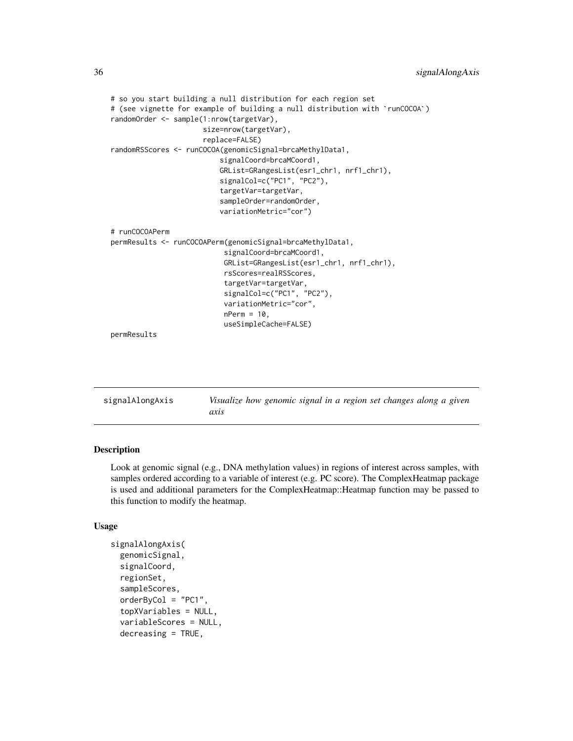```
# so you start building a null distribution for each region set
# (see vignette for example of building a null distribution with `runCOCOA`)
randomOrder <- sample(1:nrow(targetVar),
                      size=nrow(targetVar),
                      replace=FALSE)
randomRSScores <- runCOCOA(genomicSignal=brcaMethylData1,
                          signalCoord=brcaMCoord1,
                          GRList=GRangesList(esr1_chr1, nrf1_chr1),
                          signalCol=c("PC1", "PC2"),
                          targetVar=targetVar,
                          sampleOrder=randomOrder,
                          variationMetric="cor")

# runCOCOAPerm
permResults <- runCOCOAPerm(genomicSignal=brcaMethylData1,
                           signalCoord=brcaMCoord1,
                           GRList=GRangesList(esr1_chr1, nrf1_chr1),
                           rsScores=realRSScores,
                           targetVar=targetVar,
                           signalCol=c("PC1", "PC2"),
                           variationMetric="cor",
                           nPerm = 10,
                           useSimpleCache=FALSE)
permResults
```

## signalAlongAxis — *Visualize how genomic signal in a region set changes along a given axis*

### Description

Look at genomic signal (e.g., DNA methylation values) in regions of interest across samples, with samples ordered according to a variable of interest (e.g. PC score). The ComplexHeatmap package is used and additional parameters for the ComplexHeatmap::Heatmap function may be passed to this function to modify the heatmap.

### Usage

```
signalAlongAxis(
  genomicSignal,
  signalCoord,
  regionSet,
  sampleScores,
  orderByCol = "PC1",
  topXVariables = NULL,
  variableScores = NULL,
  decreasing = TRUE,
```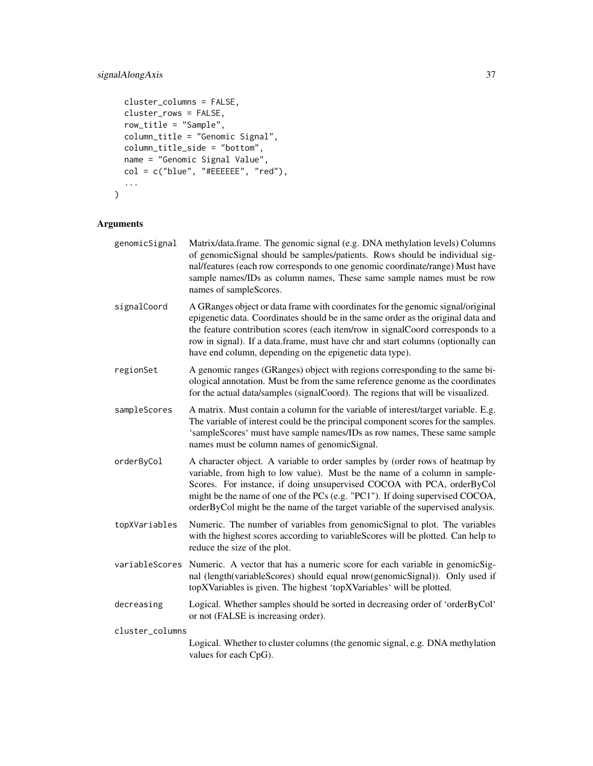```
  cluster_columns = FALSE,
  cluster_rows = FALSE,
  row_title = "Sample",
  column_title = "Genomic Signal",
  column_title_side = "bottom",
  name = "Genomic Signal Value",
  col = c("blue", "#EEEEEE", "red"),
  ...
)
```

## Arguments

**genomicSignal** Matrix/data.frame. The genomic signal (e.g. DNA methylation levels) Columns of genomicSignal should be samples/patients. Rows should be individual signal/features (each row corresponds to one genomic coordinate/range) Must have sample names/IDs as column names, These same sample names must be row names of sampleScores.

**signalCoord** A GRanges object or data frame with coordinates for the genomic signal/original epigenetic data. Coordinates should be in the same order as the original data and the feature contribution scores (each item/row in signalCoord corresponds to a row in signal). If a data.frame, must have chr and start columns (optionally can have end column, depending on the epigenetic data type).

**regionSet** A genomic ranges (GRanges) object with regions corresponding to the same biological annotation. Must be from the same reference genome as the coordinates for the actual data/samples (signalCoord). The regions that will be visualized.

**sampleScores** A matrix. Must contain a column for the variable of interest/target variable. E.g. The variable of interest could be the principal component scores for the samples. 'sampleScores' must have sample names/IDs as row names, These same sample names must be column names of genomicSignal.

**orderByCol** A character object. A variable to order samples by (order rows of heatmap by variable, from high to low value). Must be the name of a column in sampleScores. For instance, if doing unsupervised COCOA with PCA, orderByCol might be the name of one of the PCs (e.g. "PC1"). If doing supervised COCOA, orderByCol might be the name of the target variable of the supervised analysis.

**topXVariables** Numeric. The number of variables from genomicSignal to plot. The variables with the highest scores according to variableScores will be plotted. Can help to reduce the size of the plot.

**variableScores** Numeric. A vector that has a numeric score for each variable in genomicSignal (length(variableScores) should equal nrow(genomicSignal)). Only used if topXVariables is given. The highest 'topXVariables' will be plotted.

**decreasing** Logical. Whether samples should be sorted in decreasing order of 'orderByCol' or not (FALSE is increasing order).

**cluster_columns** Logical. Whether to cluster columns (the genomic signal, e.g. DNA methylation values for each CpG).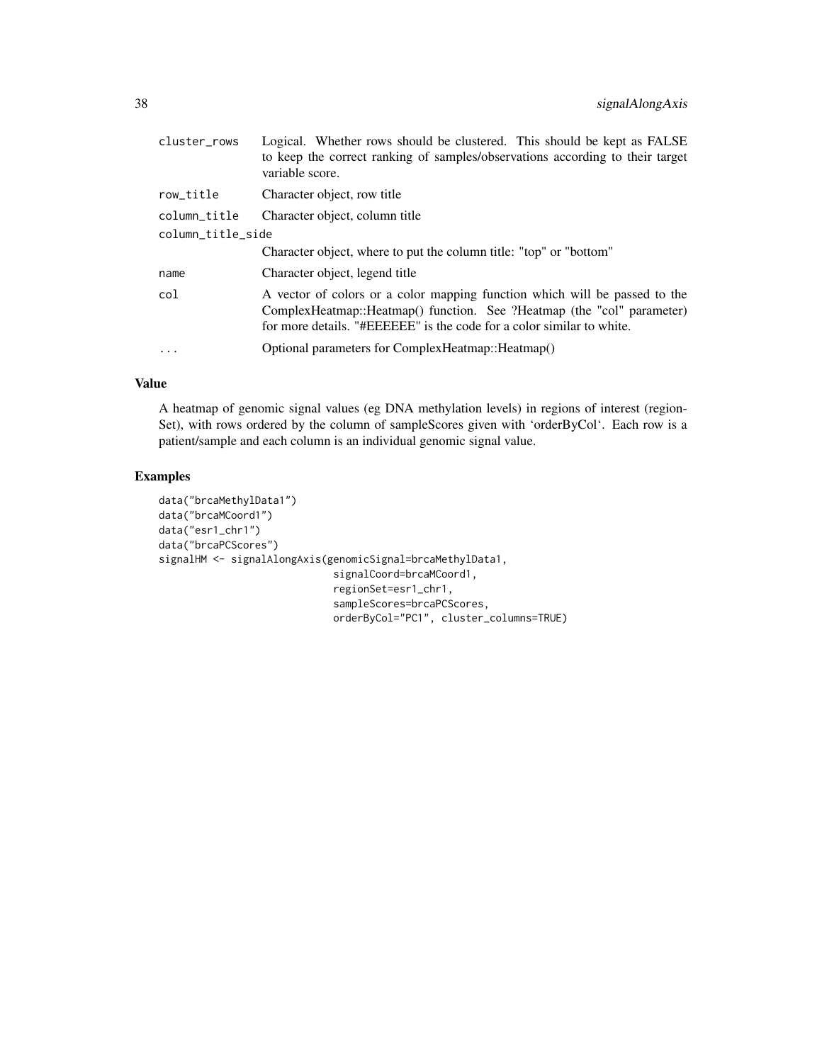| | |
|---|---|
| `cluster_rows` | Logical. Whether rows should be clustered. This should be kept as FALSE to keep the correct ranking of samples/observations according to their target variable score. |
| `row_title` | Character object, row title |
| `column_title` | Character object, column title |
| `column_title_side` | Character object, where to put the column title: "top" or "bottom" |
| `name` | Character object, legend title |
| `col` | A vector of colors or a color mapping function which will be passed to the ComplexHeatmap::Heatmap() function. See ?Heatmap (the "col" parameter) for more details. "#EEEEEE" is the code for a color similar to white. |
| `...` | Optional parameters for ComplexHeatmap::Heatmap() |

## Value

A heatmap of genomic signal values (eg DNA methylation levels) in regions of interest (regionSet), with rows ordered by the column of sampleScores given with 'orderByCol'. Each row is a patient/sample and each column is an individual genomic signal value.

## Examples

```
data("brcaMethylData1")
data("brcaMCoord1")
data("esr1_chr1")
data("brcaPCScores")
signalHM <- signalAlongAxis(genomicSignal=brcaMethylData1,
                            signalCoord=brcaMCoord1,
                            regionSet=esr1_chr1,
                            sampleScores=brcaPCScores,
                            orderByCol="PC1", cluster_columns=TRUE)
```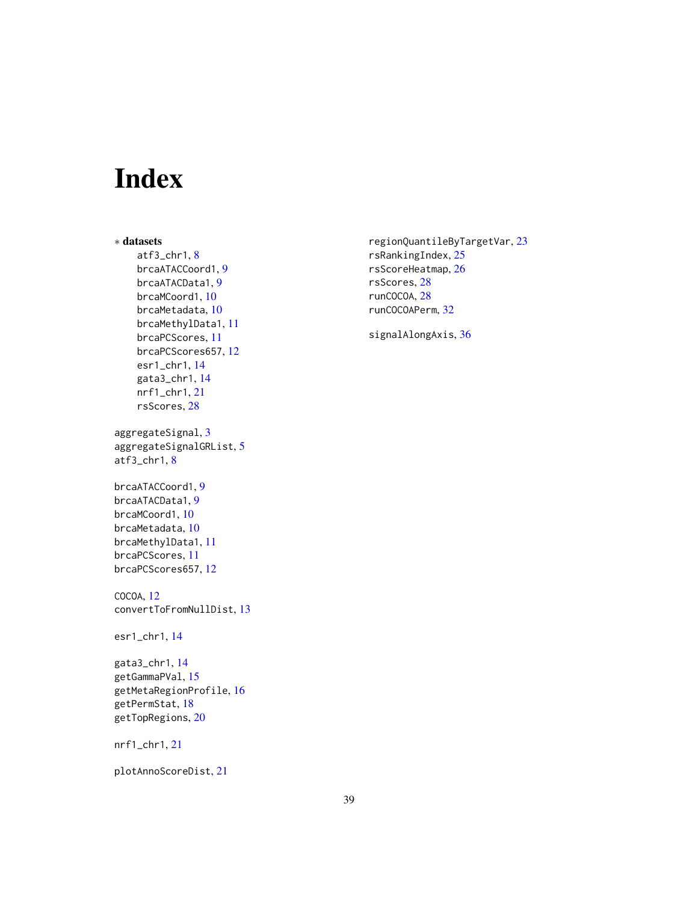# Index

∗ **datasets**

- atf3_chr1, 8
- brcaATACCoord1, 9
- brcaATACData1, 9
- brcaMCoord1, 10
- brcaMetadata, 10
- brcaMethylData1, 11
- brcaPCScores, 11
- brcaPCScores657, 12
- esr1_chr1, 14
- gata3_chr1, 14
- nrf1_chr1, 21
- rsScores, 28

aggregateSignal, 3
aggregateSignalGRList, 5
atf3_chr1, 8

brcaATACCoord1, 9
brcaATACData1, 9
brcaMCoord1, 10
brcaMetadata, 10
brcaMethylData1, 11
brcaPCScores, 11
brcaPCScores657, 12

COCOA, 12
convertToFromNullDist, 13

esr1_chr1, 14

gata3_chr1, 14
getGammaPVal, 15
getMetaRegionProfile, 16
getPermStat, 18
getTopRegions, 20

nrf1_chr1, 21

plotAnnoScoreDist, 21

regionQuantileByTargetVar, 23
rsRankingIndex, 25
rsScoreHeatmap, 26
rsScores, 28
runCOCOA, 28
runCOCOAPerm, 32

signalAlongAxis, 36